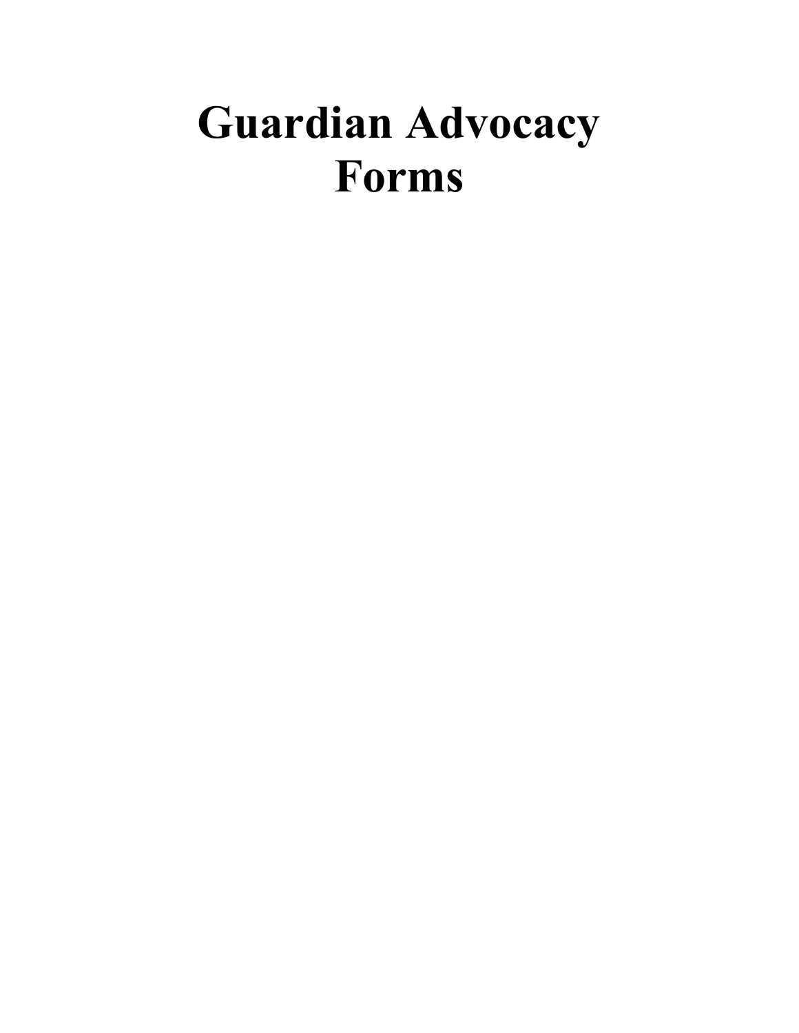# Guardian Advocacy Forms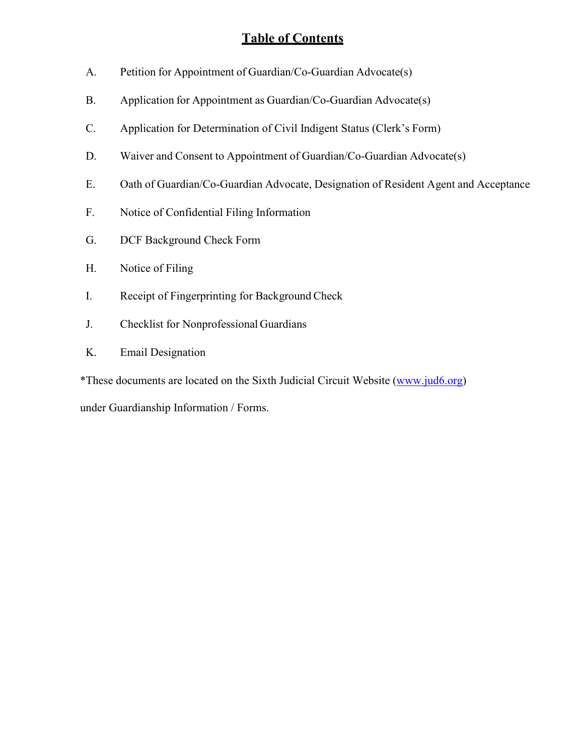# Table of Contents

A. Petition for Appointment of Guardian/Co-Guardian Advocate(s)

B. Application for Appointment as Guardian/Co-Guardian Advocate(s)

C. Application for Determination of Civil Indigent Status (Clerk's Form)

D. Waiver and Consent to Appointment of Guardian/Co-Guardian Advocate(s)

E. Oath of Guardian/Co-Guardian Advocate, Designation of Resident Agent and Acceptance

F. Notice of Confidential Filing Information

G. DCF Background Check Form

H. Notice of Filing

I. Receipt of Fingerprinting for Background Check

J. Checklist for Nonprofessional Guardians

K. Email Designation

*These documents are located on the Sixth Judicial Circuit Website ([www.jud6.org](http://www.jud6.org)) under Guardianship Information / Forms.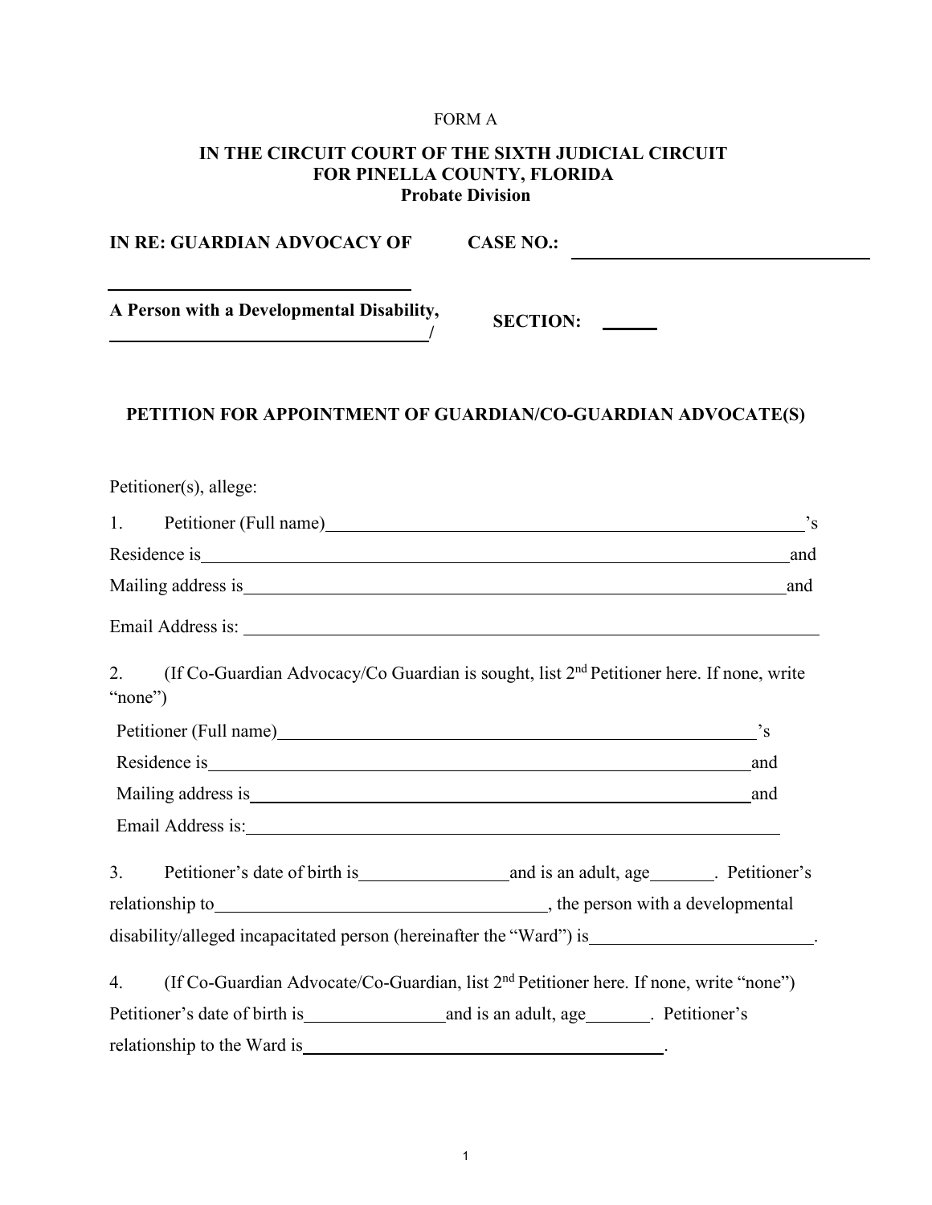FORM A

**IN THE CIRCUIT COURT OF THE SIXTH JUDICIAL CIRCUIT**
**FOR PINELLA COUNTY, FLORIDA**
**Probate Division**

**IN RE: GUARDIAN ADVOCACY OF** **CASE NO.:** ______________________________

________________________________

**A Person with a Developmental Disability,** **SECTION:** ______
________________________________/

**PETITION FOR APPOINTMENT OF GUARDIAN/CO-GUARDIAN ADVOCATE(S)**

Petitioner(s), allege:

1. Petitioner (Full name)______________________________________________'s
Residence is______________________________________________________and
Mailing address is__________________________________________________and
Email Address is: ___________________________________________________

2. (If Co-Guardian Advocacy/Co Guardian is sought, list 2nd Petitioner here. If none, write "none")
Petitioner (Full name)______________________________________________'s
Residence is______________________________________________________and
Mailing address is__________________________________________________and
Email Address is:___________________________________________________

3. Petitioner's date of birth is_______________and is an adult, age_______. Petitioner's relationship to___________________________________, the person with a developmental disability/alleged incapacitated person (hereinafter the "Ward") is_______________________.

4. (If Co-Guardian Advocate/Co-Guardian, list 2nd Petitioner here. If none, write "none")
Petitioner's date of birth is_______________and is an adult, age_______. Petitioner's relationship to the Ward is________________________________________.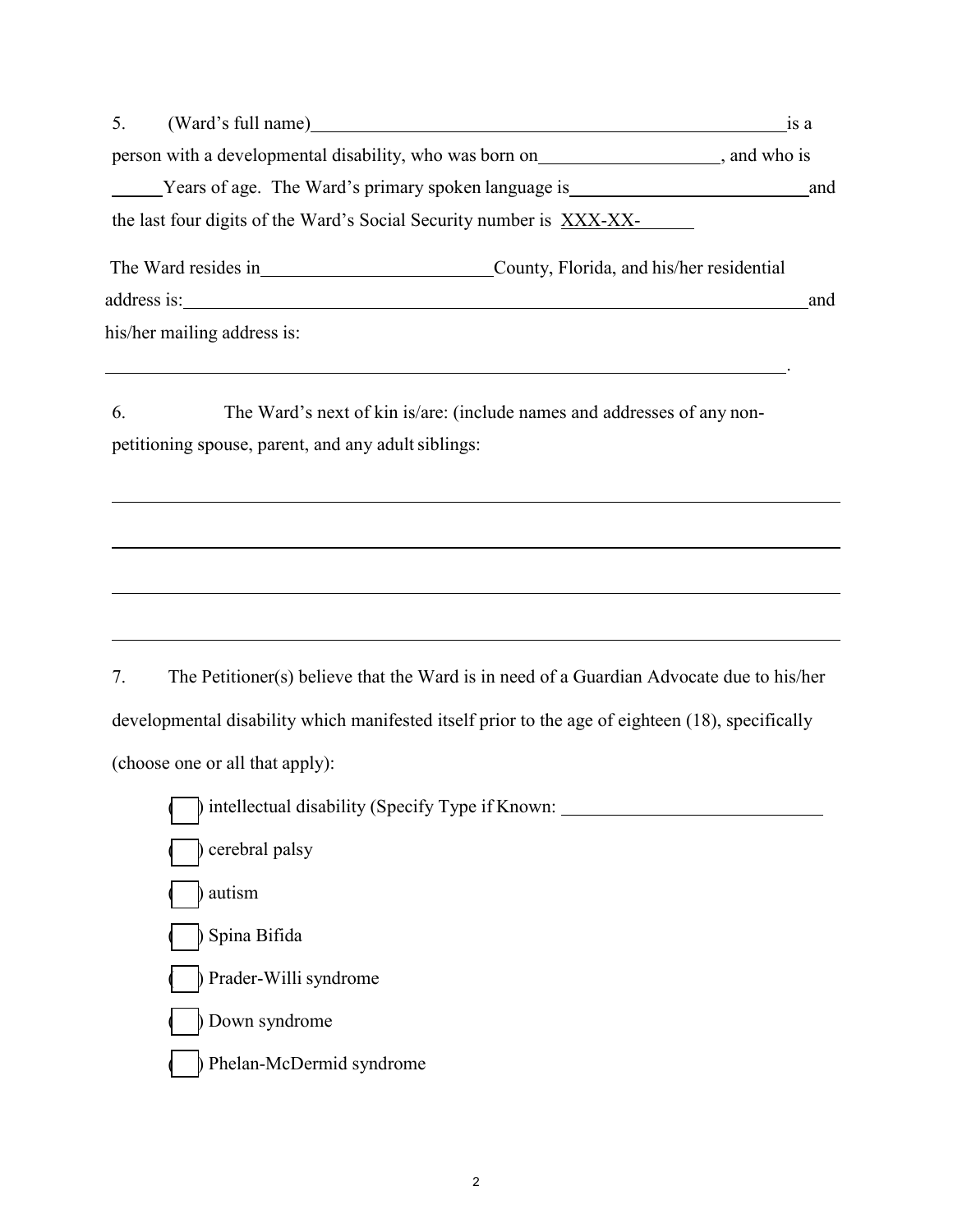5. (Ward's full name)\_\_\_\_\_\_\_\_\_\_\_\_\_\_\_\_\_\_\_\_\_\_\_\_\_\_\_\_\_\_\_\_\_\_\_\_\_\_\_\_\_\_\_\_\_\_\_\_\_\_\_\_ is a person with a developmental disability, who was born on\_\_\_\_\_\_\_\_\_\_\_\_\_\_\_\_\_\_\_\_, and who is \_\_\_\_\_\_Years of age. The Ward's primary spoken language is\_\_\_\_\_\_\_\_\_\_\_\_\_\_\_\_\_\_\_\_\_\_\_\_\_\_\_ and the last four digits of the Ward's Social Security number is XXX-XX-\_\_\_\_\_\_

The Ward resides in\_\_\_\_\_\_\_\_\_\_\_\_\_\_\_\_\_\_\_\_\_\_\_\_\_\_County, Florida, and his/her residential address is:\_\_\_\_\_\_\_\_\_\_\_\_\_\_\_\_\_\_\_\_\_\_\_\_\_\_\_\_\_\_\_\_\_\_\_\_\_\_\_\_\_\_\_\_\_\_\_\_\_\_\_\_\_\_\_\_\_\_\_\_\_\_\_\_\_\_\_\_\_\_ and his/her mailing address is:

\_\_\_\_\_\_\_\_\_\_\_\_\_\_\_\_\_\_\_\_\_\_\_\_\_\_\_\_\_\_\_\_\_\_\_\_\_\_\_\_\_\_\_\_\_\_\_\_\_\_\_\_\_\_\_\_\_\_\_\_\_\_\_\_\_\_\_\_\_\_\_\_\_\_\_\_\_\_\_.

6. The Ward's next of kin is/are: (include names and addresses of any non-petitioning spouse, parent, and any adult siblings:

\_\_\_\_\_\_\_\_\_\_\_\_\_\_\_\_\_\_\_\_\_\_\_\_\_\_\_\_\_\_\_\_\_\_\_\_\_\_\_\_\_\_\_\_\_\_\_\_\_\_\_\_\_\_\_\_\_\_\_\_\_\_\_\_\_\_\_\_\_\_\_\_\_\_\_\_\_\_\_\_\_\_\_\_

\_\_\_\_\_\_\_\_\_\_\_\_\_\_\_\_\_\_\_\_\_\_\_\_\_\_\_\_\_\_\_\_\_\_\_\_\_\_\_\_\_\_\_\_\_\_\_\_\_\_\_\_\_\_\_\_\_\_\_\_\_\_\_\_\_\_\_\_\_\_\_\_\_\_\_\_\_\_\_\_\_\_\_\_

\_\_\_\_\_\_\_\_\_\_\_\_\_\_\_\_\_\_\_\_\_\_\_\_\_\_\_\_\_\_\_\_\_\_\_\_\_\_\_\_\_\_\_\_\_\_\_\_\_\_\_\_\_\_\_\_\_\_\_\_\_\_\_\_\_\_\_\_\_\_\_\_\_\_\_\_\_\_\_\_\_\_\_\_

\_\_\_\_\_\_\_\_\_\_\_\_\_\_\_\_\_\_\_\_\_\_\_\_\_\_\_\_\_\_\_\_\_\_\_\_\_\_\_\_\_\_\_\_\_\_\_\_\_\_\_\_\_\_\_\_\_\_\_\_\_\_\_\_\_\_\_\_\_\_\_\_\_\_\_\_\_\_\_\_\_\_\_\_

7. The Petitioner(s) believe that the Ward is in need of a Guardian Advocate due to his/her developmental disability which manifested itself prior to the age of eighteen (18), specifically (choose one or all that apply):

( ) intellectual disability (Specify Type if Known: \_\_\_\_\_\_\_\_\_\_\_\_\_\_\_\_\_\_\_\_\_\_\_\_\_\_\_\_\_

( ) cerebral palsy

( ) autism

( ) Spina Bifida

( ) Prader-Willi syndrome

( ) Down syndrome

( ) Phelan-McDermid syndrome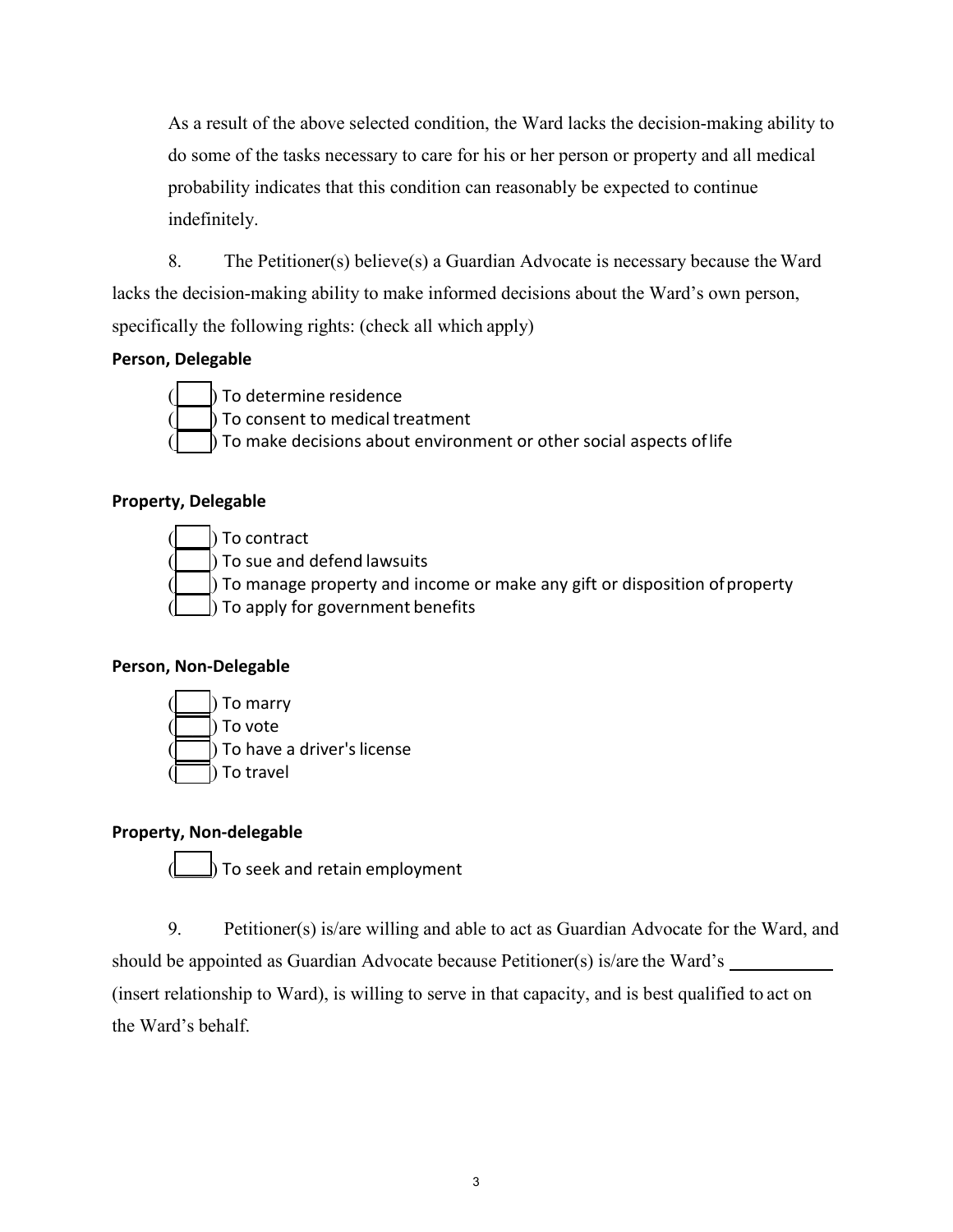As a result of the above selected condition, the Ward lacks the decision-making ability to do some of the tasks necessary to care for his or her person or property and all medical probability indicates that this condition can reasonably be expected to continue indefinitely.

8. The Petitioner(s) believe(s) a Guardian Advocate is necessary because the Ward lacks the decision-making ability to make informed decisions about the Ward's own person, specifically the following rights: (check all which apply)

**Person, Delegable**

( ☐ ) To determine residence
( ☐ ) To consent to medical treatment
( ☐ ) To make decisions about environment or other social aspects of life

**Property, Delegable**

( ☐ ) To contract
( ☐ ) To sue and defend lawsuits
( ☐ ) To manage property and income or make any gift or disposition of property
( ☐ ) To apply for government benefits

**Person, Non-Delegable**

( ☐ ) To marry
( ☐ ) To vote
( ☐ ) To have a driver's license
( ☐ ) To travel

**Property, Non-delegable**

( ☐ ) To seek and retain employment

9. Petitioner(s) is/are willing and able to act as Guardian Advocate for the Ward, and should be appointed as Guardian Advocate because Petitioner(s) is/are the Ward's ___________ (insert relationship to Ward), is willing to serve in that capacity, and is best qualified to act on the Ward's behalf.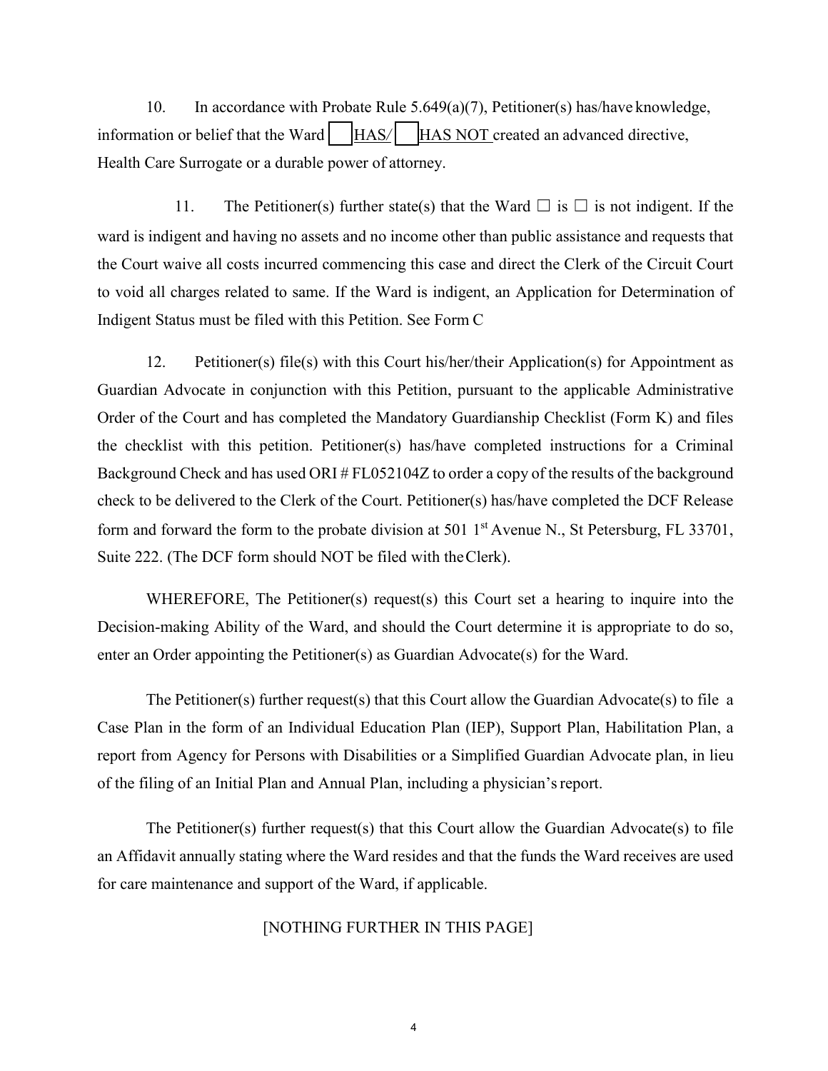10. In accordance with Probate Rule 5.649(a)(7), Petitioner(s) has/have knowledge, information or belief that the Ward ☐ HAS/ ☐ HAS NOT created an advanced directive, Health Care Surrogate or a durable power of attorney.

11. The Petitioner(s) further state(s) that the Ward ☐ is ☐ is not indigent. If the ward is indigent and having no assets and no income other than public assistance and requests that the Court waive all costs incurred commencing this case and direct the Clerk of the Circuit Court to void all charges related to same. If the Ward is indigent, an Application for Determination of Indigent Status must be filed with this Petition. See Form C

12. Petitioner(s) file(s) with this Court his/her/their Application(s) for Appointment as Guardian Advocate in conjunction with this Petition, pursuant to the applicable Administrative Order of the Court and has completed the Mandatory Guardianship Checklist (Form K) and files the checklist with this petition. Petitioner(s) has/have completed instructions for a Criminal Background Check and has used ORI # FL052104Z to order a copy of the results of the background check to be delivered to the Clerk of the Court. Petitioner(s) has/have completed the DCF Release form and forward the form to the probate division at 501 1st Avenue N., St Petersburg, FL 33701, Suite 222. (The DCF form should NOT be filed with the Clerk).

WHEREFORE, The Petitioner(s) request(s) this Court set a hearing to inquire into the Decision-making Ability of the Ward, and should the Court determine it is appropriate to do so, enter an Order appointing the Petitioner(s) as Guardian Advocate(s) for the Ward.

The Petitioner(s) further request(s) that this Court allow the Guardian Advocate(s) to file a Case Plan in the form of an Individual Education Plan (IEP), Support Plan, Habilitation Plan, a report from Agency for Persons with Disabilities or a Simplified Guardian Advocate plan, in lieu of the filing of an Initial Plan and Annual Plan, including a physician's report.

The Petitioner(s) further request(s) that this Court allow the Guardian Advocate(s) to file an Affidavit annually stating where the Ward resides and that the funds the Ward receives are used for care maintenance and support of the Ward, if applicable.

[NOTHING FURTHER IN THIS PAGE]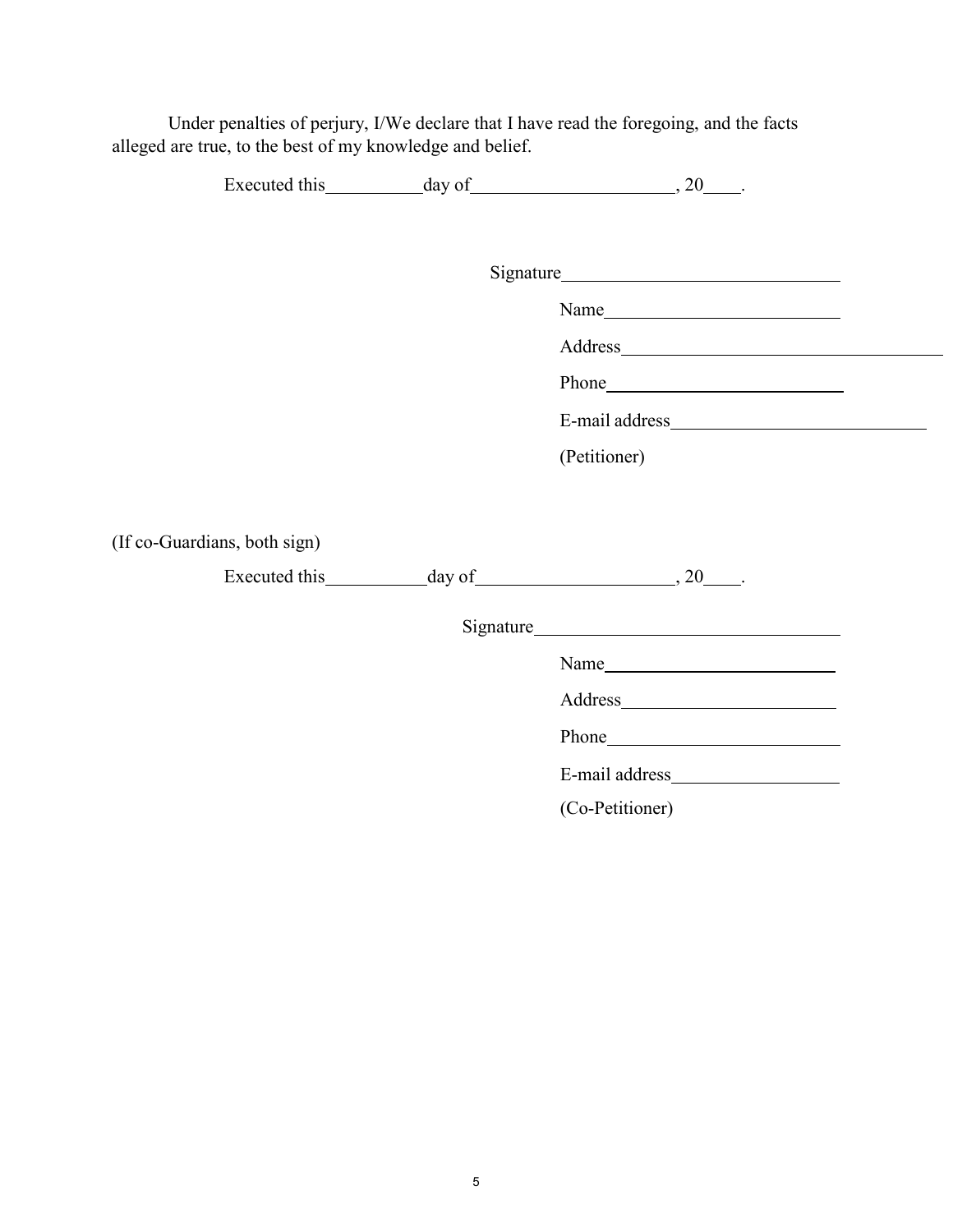Under penalties of perjury, I/We declare that I have read the foregoing, and the facts alleged are true, to the best of my knowledge and belief.

Executed this__________day of_____________________, 20____.

Signature_____________________________

Name_________________________

Address____________________________________

Phone__________________________

E-mail address___________________________

(Petitioner)

(If co-Guardians, both sign)

Executed this__________day of_____________________, 20____.

Signature________________________________

Name_________________________

Address_______________________

Phone_________________________

E-mail address__________________

(Co-Petitioner)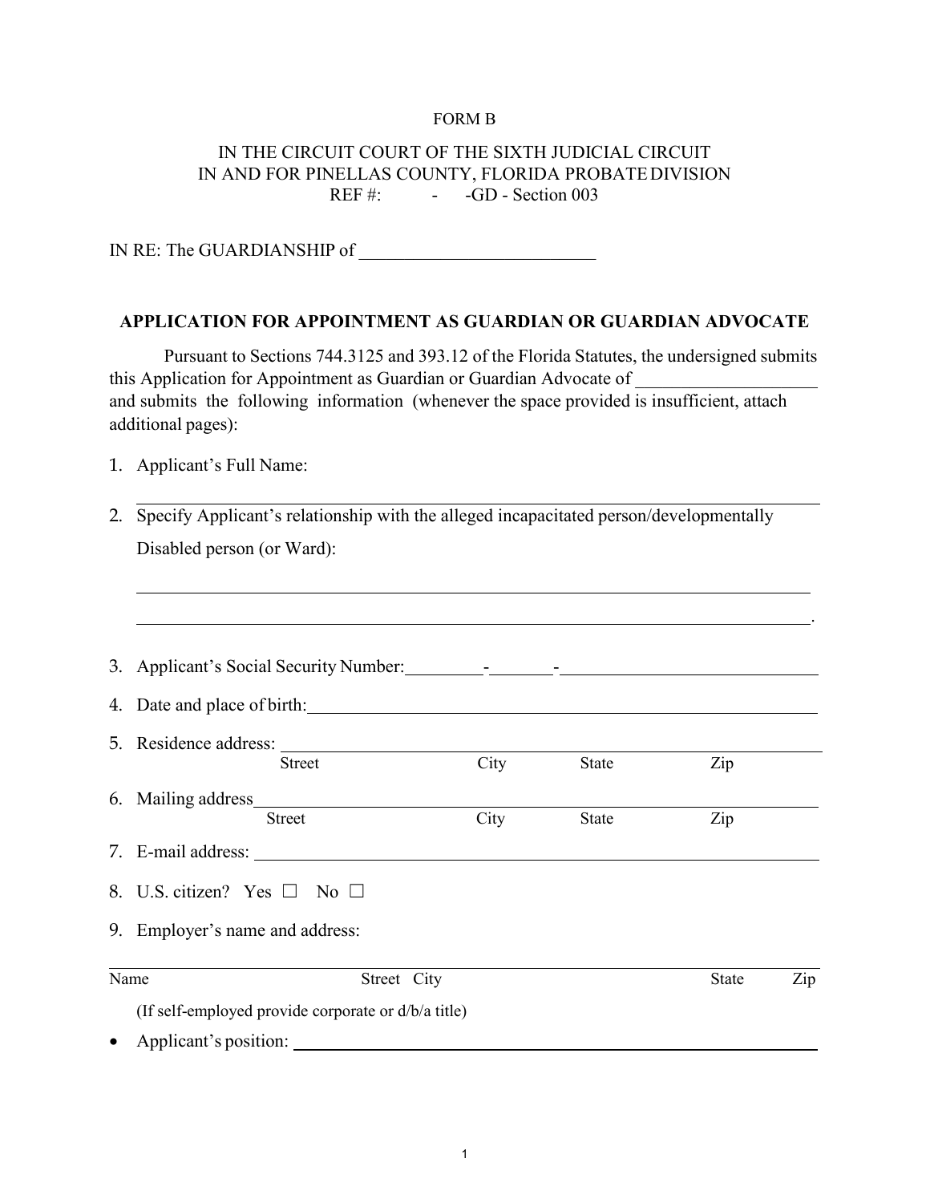FORM B

IN THE CIRCUIT COURT OF THE SIXTH JUDICIAL CIRCUIT
IN AND FOR PINELLAS COUNTY, FLORIDA PROBATE DIVISION
REF #: - -GD - Section 003

IN RE: The GUARDIANSHIP of ___________________________

## APPLICATION FOR APPOINTMENT AS GUARDIAN OR GUARDIAN ADVOCATE

Pursuant to Sections 744.3125 and 393.12 of the Florida Statutes, the undersigned submits this Application for Appointment as Guardian or Guardian Advocate of ____________________ and submits the following information (whenever the space provided is insufficient, attach additional pages):

1. Applicant's Full Name:
   ______________________________________________________________________
2. Specify Applicant's relationship with the alleged incapacitated person/developmentally Disabled person (or Ward):
   ______________________________________________________________________
   ______________________________________________________________________.
3. Applicant's Social Security Number:_________-_______-_____________________
4. Date and place of birth:_______________________________________________
5. Residence address: ___________________________________________________
   Street City State Zip
6. Mailing address_____________________________________________________
   Street City State Zip
7. E-mail address: _____________________________________________________
8. U.S. citizen? Yes ☐ No ☐
9. Employer's name and address:

______________________________________________________________________
Name Street City State Zip

(If self-employed provide corporate or d/b/a title)

- Applicant's position: _____________________________________________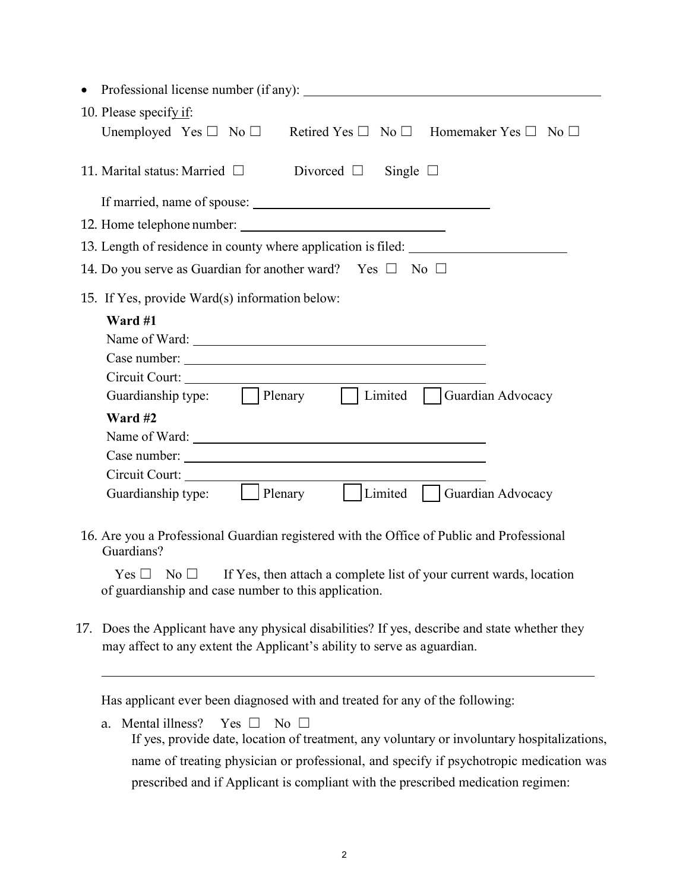- Professional license number (if any): ____________________

10. Please specify if:
    Unemployed Yes ☐ No ☐ Retired Yes ☐ No ☐ Homemaker Yes ☐ No ☐

11. Marital status: Married ☐ Divorced ☐ Single ☐

    If married, name of spouse: ____________________

12. Home telephone number: ____________________

13. Length of residence in county where application is filed: ____________________

14. Do you serve as Guardian for another ward? Yes ☐ No ☐

15. If Yes, provide Ward(s) information below:

    **Ward #1**
    Name of Ward: ____________________
    Case number: ____________________
    Circuit Court: ____________________
    Guardianship type: ☐ Plenary ☐ Limited ☐ Guardian Advocacy

    **Ward #2**
    Name of Ward: ____________________
    Case number: ____________________
    Circuit Court: ____________________
    Guardianship type: ☐ Plenary ☐ Limited ☐ Guardian Advocacy

16. Are you a Professional Guardian registered with the Office of Public and Professional Guardians?

    Yes ☐ No ☐ If Yes, then attach a complete list of your current wards, location of guardianship and case number to this application.

17. Does the Applicant have any physical disabilities? If yes, describe and state whether they may affect to any extent the Applicant's ability to serve as aguardian.

    ____________________

    Has applicant ever been diagnosed with and treated for any of the following:

    a. Mental illness? Yes ☐ No ☐
       If yes, provide date, location of treatment, any voluntary or involuntary hospitalizations, name of treating physician or professional, and specify if psychotropic medication was prescribed and if Applicant is compliant with the prescribed medication regimen: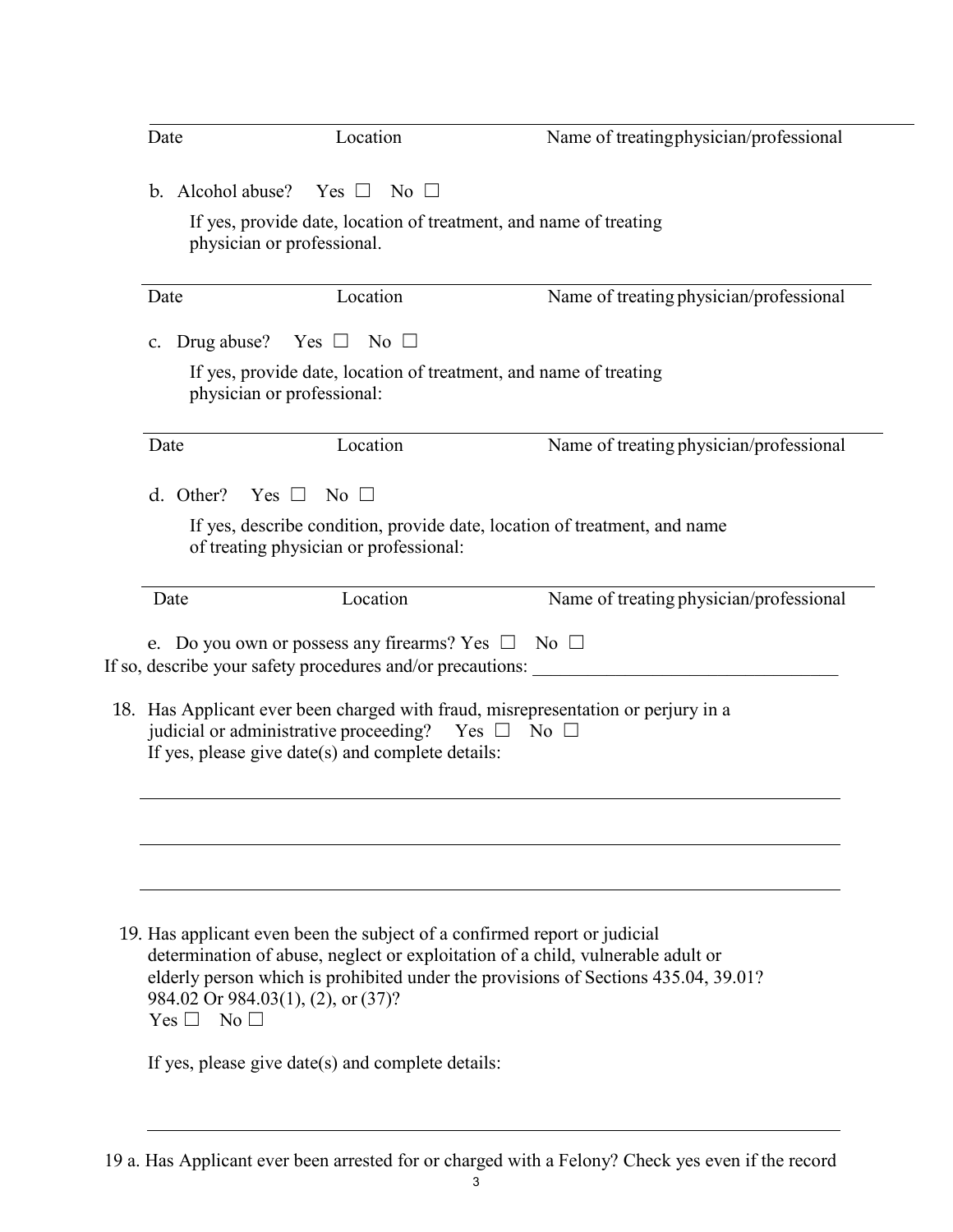| Date | Location | Name of treating physician/professional |
|---|---|---|

b. Alcohol abuse? Yes ☐ No ☐

If yes, provide date, location of treatment, and name of treating physician or professional.

| Date | Location | Name of treating physician/professional |
|---|---|---|

c. Drug abuse? Yes ☐ No ☐

If yes, provide date, location of treatment, and name of treating physician or professional:

| Date | Location | Name of treating physician/professional |
|---|---|---|

d. Other? Yes ☐ No ☐

If yes, describe condition, provide date, location of treatment, and name of treating physician or professional:

| Date | Location | Name of treating physician/professional |
|---|---|---|

e. Do you own or possess any firearms? Yes ☐ No ☐
If so, describe your safety procedures and/or precautions: ________________________________

18. Has Applicant ever been charged with fraud, misrepresentation or perjury in a judicial or administrative proceeding? Yes ☐ No ☐
If yes, please give date(s) and complete details:

_______________________________________________________________________________

_______________________________________________________________________________

_______________________________________________________________________________

19. Has applicant even been the subject of a confirmed report or judicial determination of abuse, neglect or exploitation of a child, vulnerable adult or elderly person which is prohibited under the provisions of Sections 435.04, 39.01? 984.02 Or 984.03(1), (2), or (37)?
Yes ☐ No ☐

If yes, please give date(s) and complete details:

_______________________________________________________________________________

19 a. Has Applicant ever been arrested for or charged with a Felony? Check yes even if the record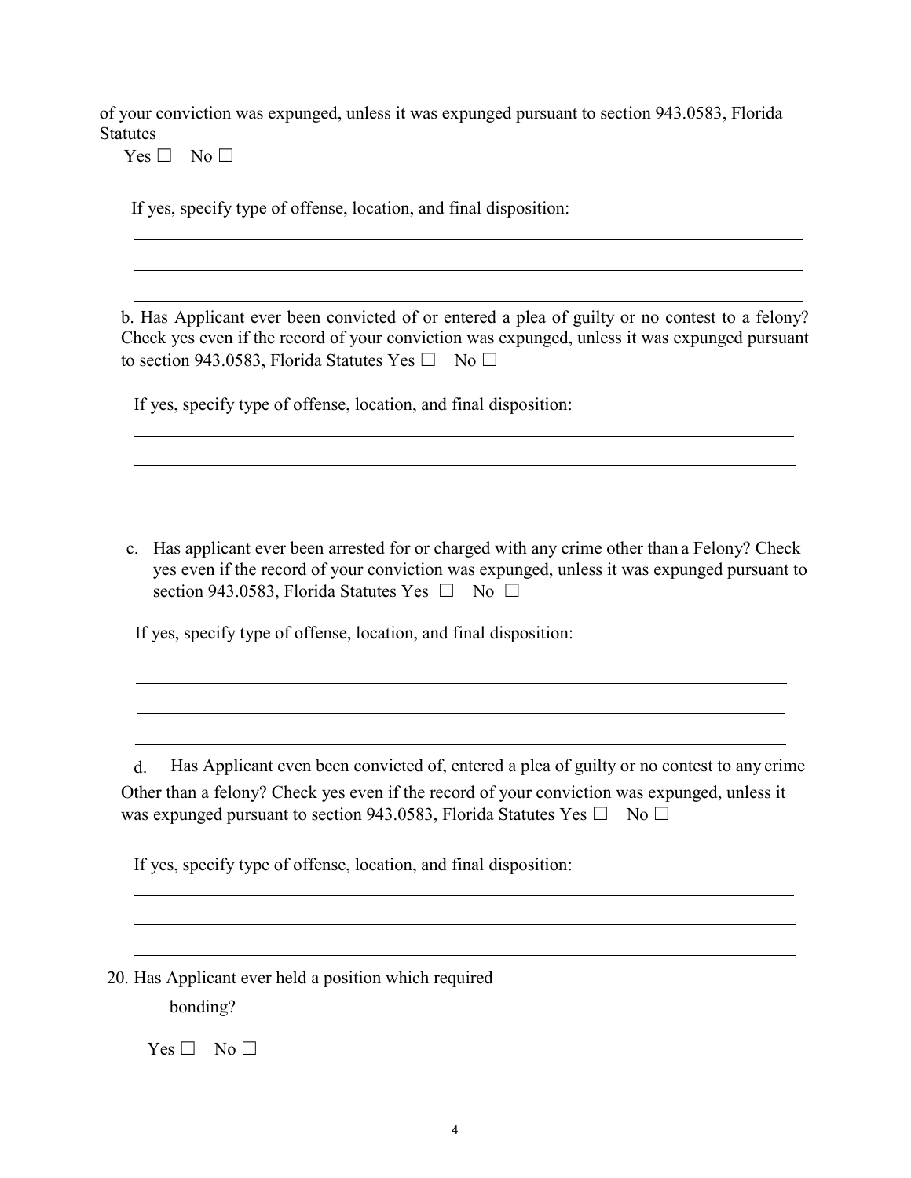of your conviction was expunged, unless it was expunged pursuant to section 943.0583, Florida Statutes

Yes ☐ No ☐

If yes, specify type of offense, location, and final disposition:

\_\_\_\_\_\_\_\_\_\_\_\_\_\_\_\_\_\_\_\_\_\_\_\_\_\_\_\_\_\_\_\_\_\_\_\_\_\_\_\_\_\_\_\_\_\_\_\_\_\_\_\_\_\_\_\_\_\_\_\_\_\_\_\_\_\_\_\_

\_\_\_\_\_\_\_\_\_\_\_\_\_\_\_\_\_\_\_\_\_\_\_\_\_\_\_\_\_\_\_\_\_\_\_\_\_\_\_\_\_\_\_\_\_\_\_\_\_\_\_\_\_\_\_\_\_\_\_\_\_\_\_\_\_\_\_\_

\_\_\_\_\_\_\_\_\_\_\_\_\_\_\_\_\_\_\_\_\_\_\_\_\_\_\_\_\_\_\_\_\_\_\_\_\_\_\_\_\_\_\_\_\_\_\_\_\_\_\_\_\_\_\_\_\_\_\_\_\_\_\_\_\_\_\_\_

b. Has Applicant ever been convicted of or entered a plea of guilty or no contest to a felony? Check yes even if the record of your conviction was expunged, unless it was expunged pursuant to section 943.0583, Florida Statutes Yes ☐ No ☐

If yes, specify type of offense, location, and final disposition:

\_\_\_\_\_\_\_\_\_\_\_\_\_\_\_\_\_\_\_\_\_\_\_\_\_\_\_\_\_\_\_\_\_\_\_\_\_\_\_\_\_\_\_\_\_\_\_\_\_\_\_\_\_\_\_\_\_\_\_\_\_\_\_\_\_\_\_\_

\_\_\_\_\_\_\_\_\_\_\_\_\_\_\_\_\_\_\_\_\_\_\_\_\_\_\_\_\_\_\_\_\_\_\_\_\_\_\_\_\_\_\_\_\_\_\_\_\_\_\_\_\_\_\_\_\_\_\_\_\_\_\_\_\_\_\_\_

\_\_\_\_\_\_\_\_\_\_\_\_\_\_\_\_\_\_\_\_\_\_\_\_\_\_\_\_\_\_\_\_\_\_\_\_\_\_\_\_\_\_\_\_\_\_\_\_\_\_\_\_\_\_\_\_\_\_\_\_\_\_\_\_\_\_\_\_

c. Has applicant ever been arrested for or charged with any crime other than a Felony? Check yes even if the record of your conviction was expunged, unless it was expunged pursuant to section 943.0583, Florida Statutes Yes ☐ No ☐

If yes, specify type of offense, location, and final disposition:

\_\_\_\_\_\_\_\_\_\_\_\_\_\_\_\_\_\_\_\_\_\_\_\_\_\_\_\_\_\_\_\_\_\_\_\_\_\_\_\_\_\_\_\_\_\_\_\_\_\_\_\_\_\_\_\_\_\_\_\_\_\_\_\_\_\_\_\_

\_\_\_\_\_\_\_\_\_\_\_\_\_\_\_\_\_\_\_\_\_\_\_\_\_\_\_\_\_\_\_\_\_\_\_\_\_\_\_\_\_\_\_\_\_\_\_\_\_\_\_\_\_\_\_\_\_\_\_\_\_\_\_\_\_\_\_\_

\_\_\_\_\_\_\_\_\_\_\_\_\_\_\_\_\_\_\_\_\_\_\_\_\_\_\_\_\_\_\_\_\_\_\_\_\_\_\_\_\_\_\_\_\_\_\_\_\_\_\_\_\_\_\_\_\_\_\_\_\_\_\_\_\_\_\_\_

d. Has Applicant even been convicted of, entered a plea of guilty or no contest to any crime Other than a felony? Check yes even if the record of your conviction was expunged, unless it was expunged pursuant to section 943.0583, Florida Statutes Yes ☐ No ☐

If yes, specify type of offense, location, and final disposition:

\_\_\_\_\_\_\_\_\_\_\_\_\_\_\_\_\_\_\_\_\_\_\_\_\_\_\_\_\_\_\_\_\_\_\_\_\_\_\_\_\_\_\_\_\_\_\_\_\_\_\_\_\_\_\_\_\_\_\_\_\_\_\_\_\_\_\_\_

\_\_\_\_\_\_\_\_\_\_\_\_\_\_\_\_\_\_\_\_\_\_\_\_\_\_\_\_\_\_\_\_\_\_\_\_\_\_\_\_\_\_\_\_\_\_\_\_\_\_\_\_\_\_\_\_\_\_\_\_\_\_\_\_\_\_\_\_

\_\_\_\_\_\_\_\_\_\_\_\_\_\_\_\_\_\_\_\_\_\_\_\_\_\_\_\_\_\_\_\_\_\_\_\_\_\_\_\_\_\_\_\_\_\_\_\_\_\_\_\_\_\_\_\_\_\_\_\_\_\_\_\_\_\_\_\_

20. Has Applicant ever held a position which required bonding?

Yes ☐ No ☐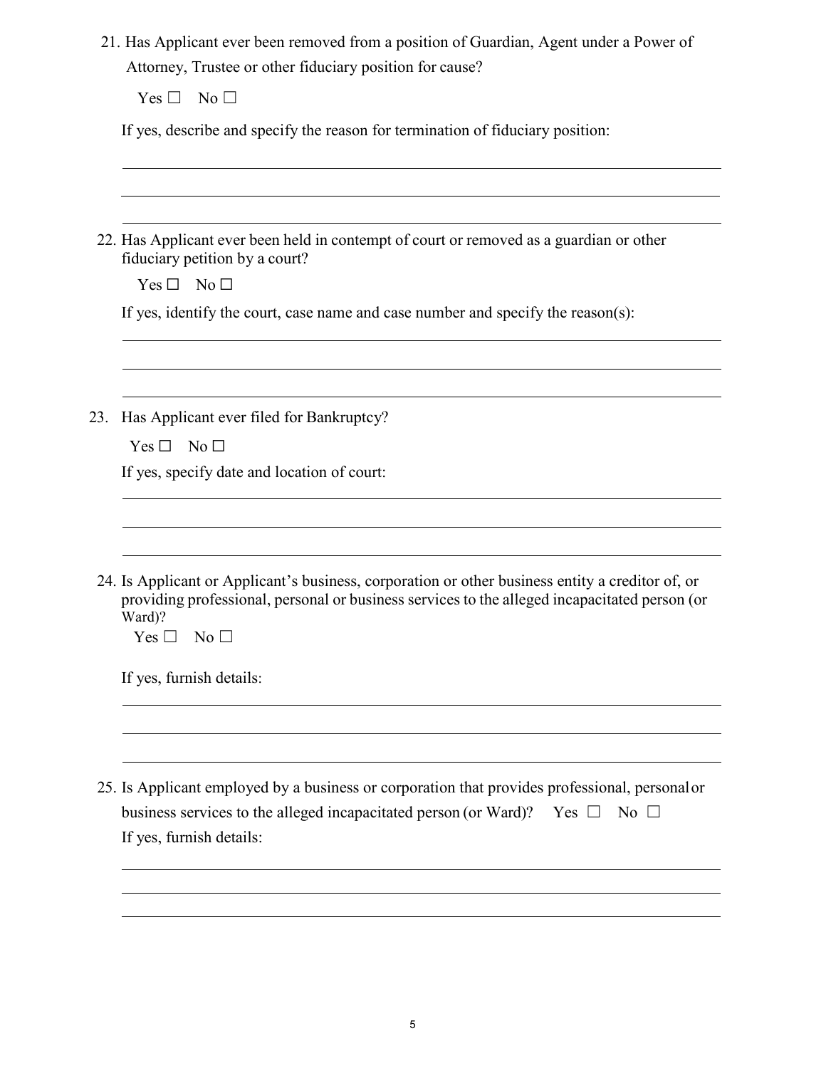21. Has Applicant ever been removed from a position of Guardian, Agent under a Power of Attorney, Trustee or other fiduciary position for cause?

    Yes ☐ No ☐

    If yes, describe and specify the reason for termination of fiduciary position:

    ______________________________________________________________________

    ______________________________________________________________________

    ______________________________________________________________________

22. Has Applicant ever been held in contempt of court or removed as a guardian or other fiduciary petition by a court?

    Yes ☐ No ☐

    If yes, identify the court, case name and case number and specify the reason(s):

    ______________________________________________________________________

    ______________________________________________________________________

    ______________________________________________________________________

23. Has Applicant ever filed for Bankruptcy?

    Yes ☐ No ☐

    If yes, specify date and location of court:

    ______________________________________________________________________

    ______________________________________________________________________

    ______________________________________________________________________

24. Is Applicant or Applicant's business, corporation or other business entity a creditor of, or providing professional, personal or business services to the alleged incapacitated person (or Ward)?

    Yes ☐ No ☐

    If yes, furnish details:

    ______________________________________________________________________

    ______________________________________________________________________

    ______________________________________________________________________

25. Is Applicant employed by a business or corporation that provides professional, personal or business services to the alleged incapacitated person (or Ward)? Yes ☐ No ☐

    If yes, furnish details:

    ______________________________________________________________________

    ______________________________________________________________________

    ______________________________________________________________________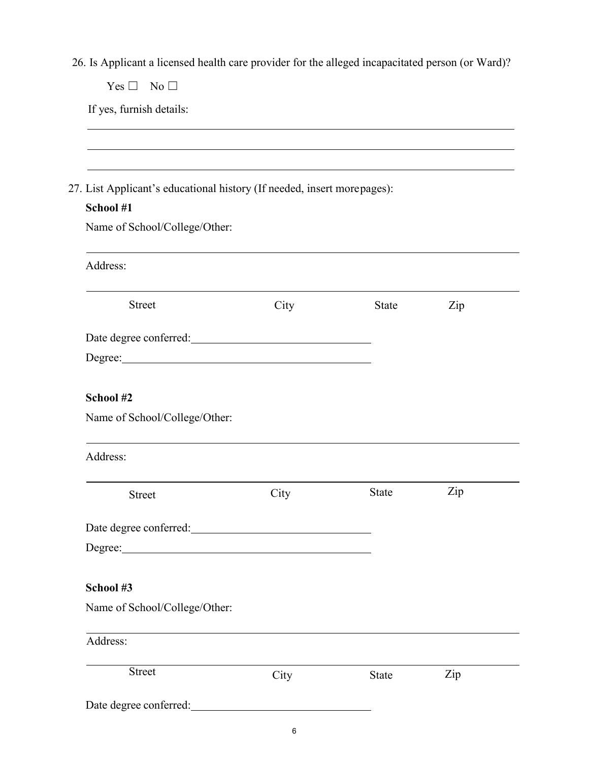26. Is Applicant a licensed health care provider for the alleged incapacitated person (or Ward)?

Yes ☐  No ☐

If yes, furnish details:

\_\_\_\_\_\_\_\_\_\_\_\_\_\_\_\_\_\_\_\_\_\_\_\_\_\_\_\_\_\_\_\_\_\_\_\_\_\_\_\_\_\_\_\_\_\_\_\_\_\_\_\_\_\_\_\_\_\_\_\_\_\_\_\_\_\_\_\_\_\_\_\_

\_\_\_\_\_\_\_\_\_\_\_\_\_\_\_\_\_\_\_\_\_\_\_\_\_\_\_\_\_\_\_\_\_\_\_\_\_\_\_\_\_\_\_\_\_\_\_\_\_\_\_\_\_\_\_\_\_\_\_\_\_\_\_\_\_\_\_\_\_\_\_\_

\_\_\_\_\_\_\_\_\_\_\_\_\_\_\_\_\_\_\_\_\_\_\_\_\_\_\_\_\_\_\_\_\_\_\_\_\_\_\_\_\_\_\_\_\_\_\_\_\_\_\_\_\_\_\_\_\_\_\_\_\_\_\_\_\_\_\_\_\_\_\_\_

27. List Applicant's educational history (If needed, insert more pages):

**School #1**

Name of School/College/Other:

\_\_\_\_\_\_\_\_\_\_\_\_\_\_\_\_\_\_\_\_\_\_\_\_\_\_\_\_\_\_\_\_\_\_\_\_\_\_\_\_\_\_\_\_\_\_\_\_\_\_\_\_\_\_\_\_\_\_\_\_\_\_\_\_\_\_\_\_\_\_\_\_

Address:

\_\_\_\_\_\_\_\_\_\_\_\_\_\_\_\_\_\_\_\_\_\_\_\_\_\_\_\_\_\_\_\_\_\_\_\_\_\_\_\_\_\_\_\_\_\_\_\_\_\_\_\_\_\_\_\_\_\_\_\_\_\_\_\_\_\_\_\_\_\_\_\_

Street  City  State  Zip

Date degree conferred: \_\_\_\_\_\_\_\_\_\_\_\_\_\_\_\_\_\_\_\_\_\_\_\_\_\_\_\_\_\_\_\_

Degree: \_\_\_\_\_\_\_\_\_\_\_\_\_\_\_\_\_\_\_\_\_\_\_\_\_\_\_\_\_\_\_\_\_\_\_\_\_\_\_\_\_\_\_\_

**School #2**

Name of School/College/Other:

\_\_\_\_\_\_\_\_\_\_\_\_\_\_\_\_\_\_\_\_\_\_\_\_\_\_\_\_\_\_\_\_\_\_\_\_\_\_\_\_\_\_\_\_\_\_\_\_\_\_\_\_\_\_\_\_\_\_\_\_\_\_\_\_\_\_\_\_\_\_\_\_

Address:

\_\_\_\_\_\_\_\_\_\_\_\_\_\_\_\_\_\_\_\_\_\_\_\_\_\_\_\_\_\_\_\_\_\_\_\_\_\_\_\_\_\_\_\_\_\_\_\_\_\_\_\_\_\_\_\_\_\_\_\_\_\_\_\_\_\_\_\_\_\_\_\_

Street  City  State  Zip

Date degree conferred: \_\_\_\_\_\_\_\_\_\_\_\_\_\_\_\_\_\_\_\_\_\_\_\_\_\_\_\_\_\_\_\_

Degree: \_\_\_\_\_\_\_\_\_\_\_\_\_\_\_\_\_\_\_\_\_\_\_\_\_\_\_\_\_\_\_\_\_\_\_\_\_\_\_\_\_\_\_\_

**School #3**

Name of School/College/Other:

\_\_\_\_\_\_\_\_\_\_\_\_\_\_\_\_\_\_\_\_\_\_\_\_\_\_\_\_\_\_\_\_\_\_\_\_\_\_\_\_\_\_\_\_\_\_\_\_\_\_\_\_\_\_\_\_\_\_\_\_\_\_\_\_\_\_\_\_\_\_\_\_

Address:

\_\_\_\_\_\_\_\_\_\_\_\_\_\_\_\_\_\_\_\_\_\_\_\_\_\_\_\_\_\_\_\_\_\_\_\_\_\_\_\_\_\_\_\_\_\_\_\_\_\_\_\_\_\_\_\_\_\_\_\_\_\_\_\_\_\_\_\_\_\_\_\_

Street  City  State  Zip

Date degree conferred: \_\_\_\_\_\_\_\_\_\_\_\_\_\_\_\_\_\_\_\_\_\_\_\_\_\_\_\_\_\_\_\_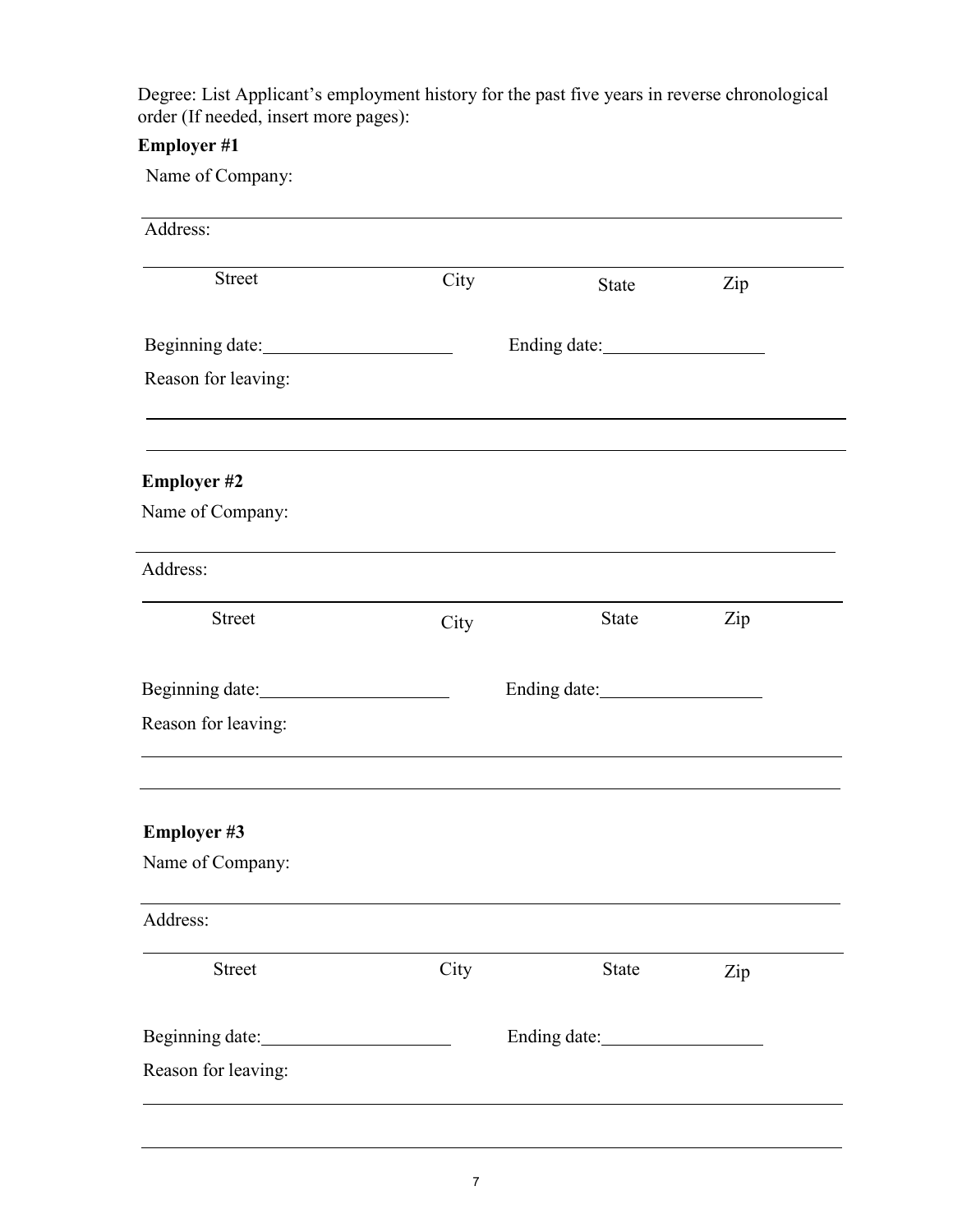Degree: List Applicant's employment history for the past five years in reverse chronological order (If needed, insert more pages):

**Employer #1**

Name of Company:

______________________________________________________________________

Address:

______________________________________________________________________

Street City State Zip

Beginning date:____________________ Ending date:__________________

Reason for leaving:

______________________________________________________________________

______________________________________________________________________

**Employer #2**

Name of Company:

______________________________________________________________________

Address:

______________________________________________________________________

Street City State Zip

Beginning date:____________________ Ending date:__________________

Reason for leaving:

______________________________________________________________________

______________________________________________________________________

**Employer #3**

Name of Company:

______________________________________________________________________

Address:

______________________________________________________________________

Street City State Zip

Beginning date:____________________ Ending date:__________________

Reason for leaving:

______________________________________________________________________

______________________________________________________________________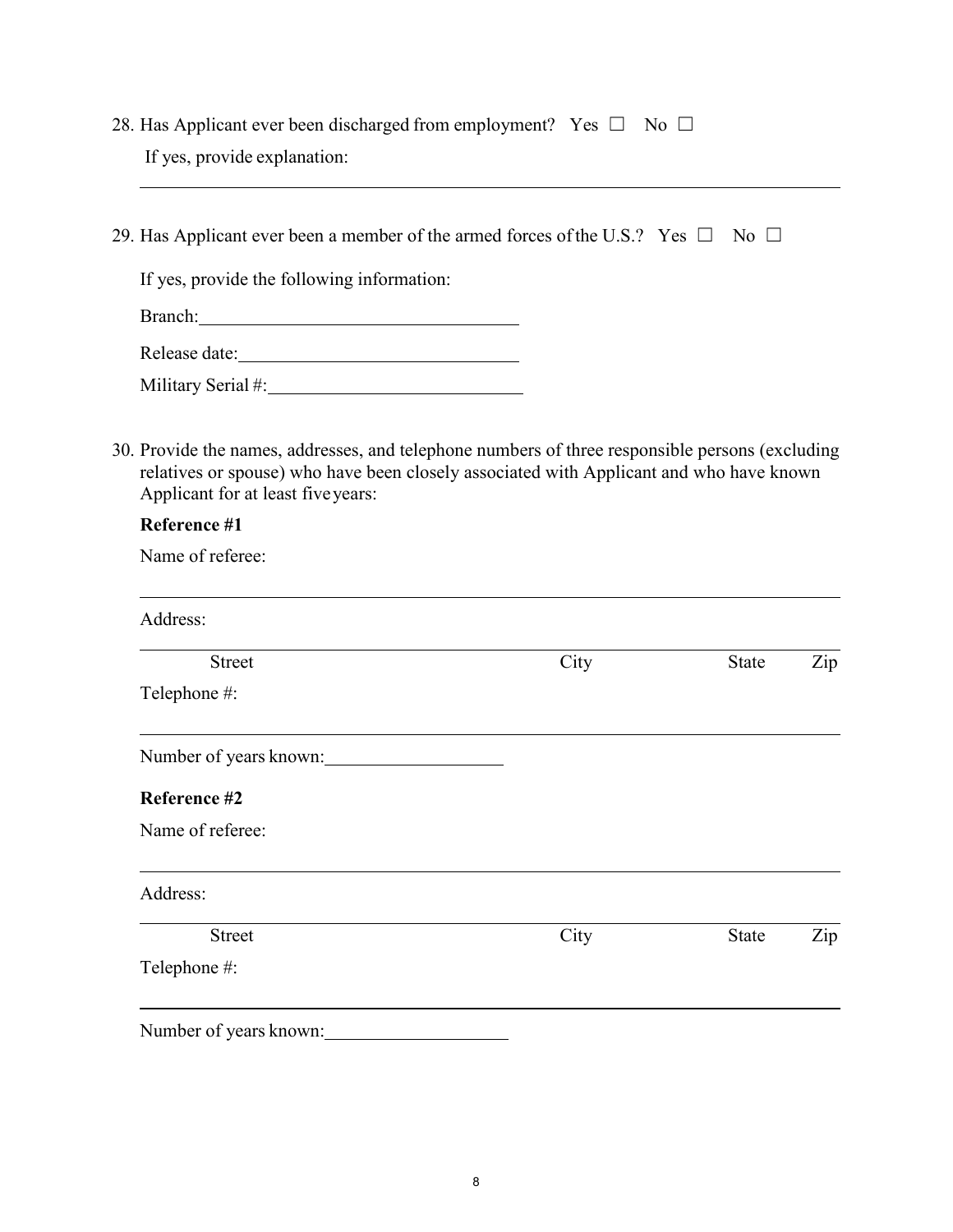28. Has Applicant ever been discharged from employment? Yes ☐ No ☐

    If yes, provide explanation:

    ______________________________________________________________________________

29. Has Applicant ever been a member of the armed forces of the U.S.? Yes ☐ No ☐

    If yes, provide the following information:

    Branch: ____________________________________

    Release date: ______________________________

    Military Serial #: ___________________________

30. Provide the names, addresses, and telephone numbers of three responsible persons (excluding relatives or spouse) who have been closely associated with Applicant and who have known Applicant for at least five years:

    **Reference #1**

    Name of referee:

    ______________________________________________________________________________

    Address:

    ______________________________________________________________________________

    Street City State Zip

    Telephone #:

    ______________________________________________________________________________

    Number of years known: ____________________

    **Reference #2**

    Name of referee:

    ______________________________________________________________________________

    Address:

    ______________________________________________________________________________

    Street City State Zip

    Telephone #:

    ______________________________________________________________________________

    Number of years known: ____________________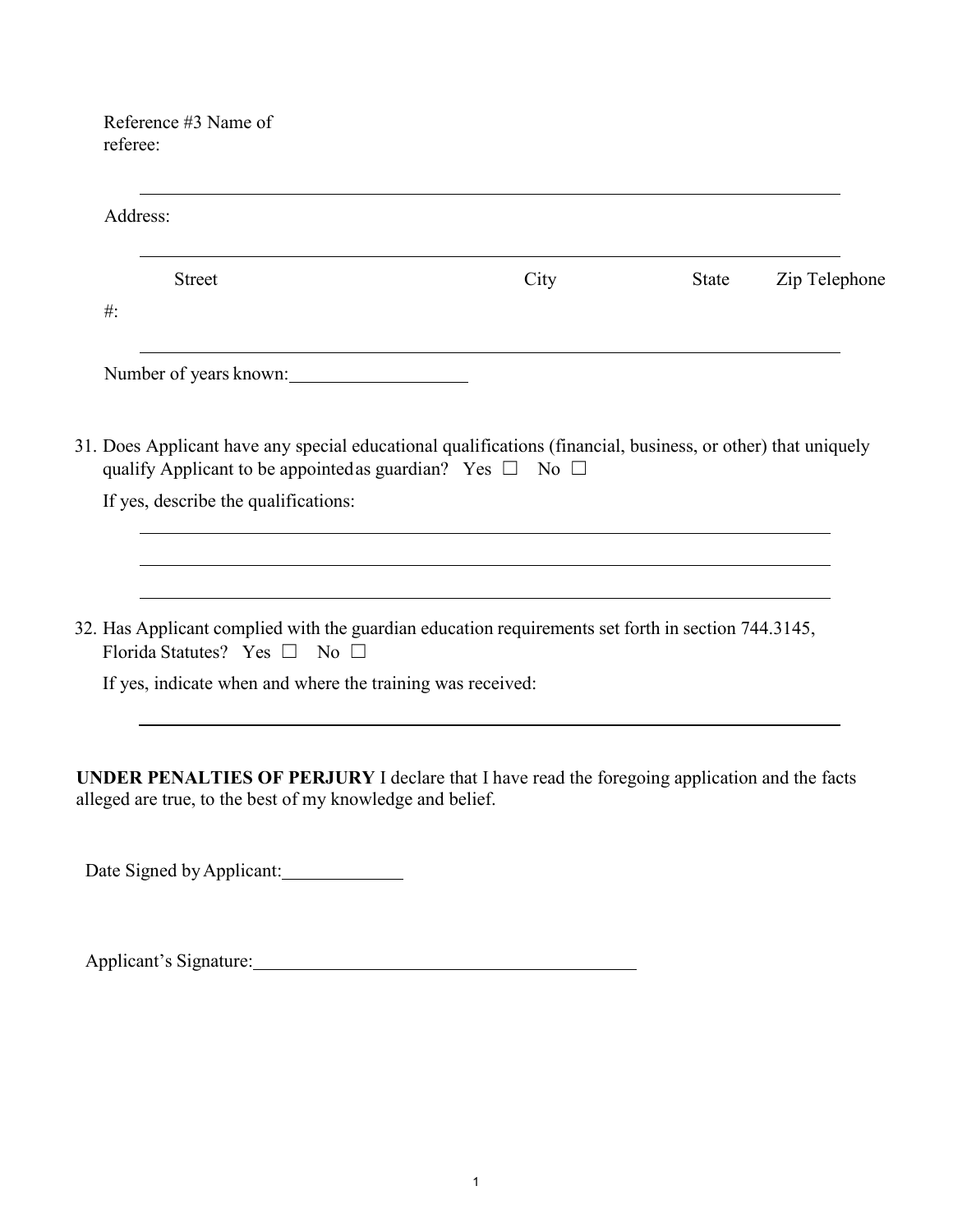Reference #3 Name of referee:

______________________________________________________________________

Address:

______________________________________________________________________

Street City State Zip Telephone #:

______________________________________________________________________

Number of years known: ____________________

31. Does Applicant have any special educational qualifications (financial, business, or other) that uniquely qualify Applicant to be appointed as guardian? Yes ☐ No ☐

    If yes, describe the qualifications:

    ______________________________________________________________________

    ______________________________________________________________________

    ______________________________________________________________________

32. Has Applicant complied with the guardian education requirements set forth in section 744.3145, Florida Statutes? Yes ☐ No ☐

    If yes, indicate when and where the training was received:

    ______________________________________________________________________

**UNDER PENALTIES OF PERJURY** I declare that I have read the foregoing application and the facts alleged are true, to the best of my knowledge and belief.

Date Signed by Applicant: ______________

Applicant's Signature: ____________________________________________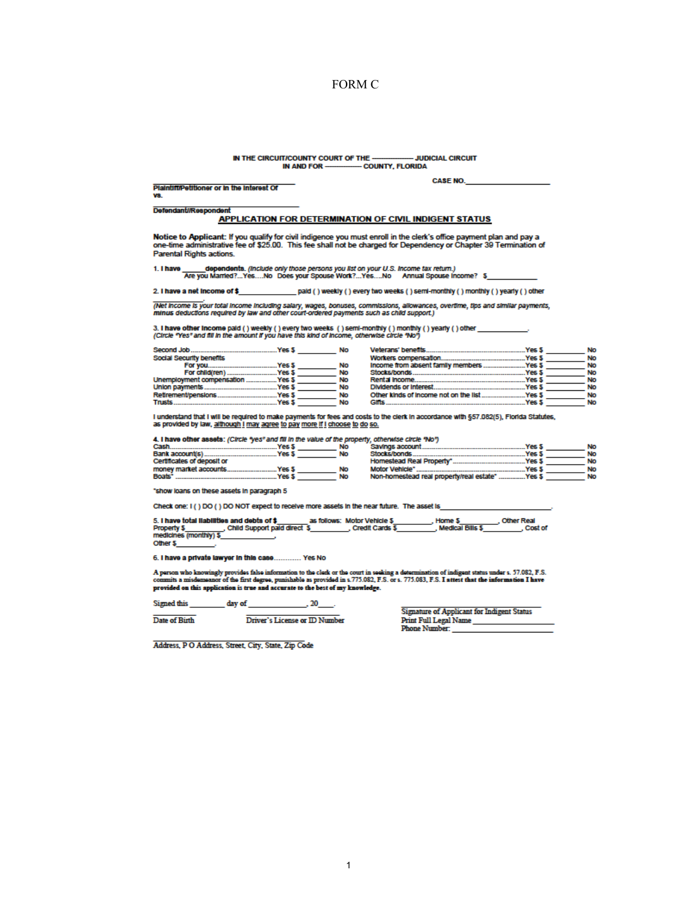FORM C

IN THE CIRCUIT/COUNTY COURT OF THE ———— JUDICIAL CIRCUIT
IN AND FOR ———— COUNTY, FLORIDA

CASE NO.____________________

______________________________
Plaintiff/Petitioner or In the Interest Of
vs.

______________________________
Defendant/Respondent

## APPLICATION FOR DETERMINATION OF CIVIL INDIGENT STATUS

**Notice to Applicant:** If you qualify for civil indigence you must enroll in the clerk's office payment plan and pay a one-time administrative fee of $25.00. This fee shall not be charged for Dependency or Chapter 39 Termination of Parental Rights actions.

**1. I have ______ dependents.** *(Include only those persons you list on your U.S. income tax return.)*
Are you Married?...Yes....No Does your Spouse Work?...Yes....No Annual Spouse Income? $____________

**2. I have a net income of $______________** paid ( ) weekly ( ) every two weeks ( ) semi-monthly ( ) monthly ( ) yearly ( ) other ____________.

*(Net income is your total income including salary, wages, bonuses, commissions, allowances, overtime, tips and similar payments, minus deductions required by law and other court-ordered payments such as child support.)*

**3. I have other income** paid ( ) weekly ( ) every two weeks ( ) semi-monthly ( ) monthly ( ) yearly ( ) other ____________.
*(Circle "Yes" and fill in the amount if you have this kind of income, otherwise circle "No")*

| | | | | | |
|---|---|---|---|---|---|
| Second Job | Yes $ ________ | No | Veterans' benefits | Yes $ ________ | No |
| Social Security benefits | | | Workers compensation | Yes $ ________ | No |
| For you | Yes $ ________ | No | Income from absent family members | Yes $ ________ | No |
| For child(ren) | Yes $ ________ | No | Stocks/bonds | Yes $ ________ | No |
| Unemployment compensation | Yes $ ________ | No | Rental income | Yes $ ________ | No |
| Union payments | Yes $ ________ | No | Dividends or interest | Yes $ ________ | No |
| Retirement/pensions | Yes $ ________ | No | Other kinds of income not on the list | Yes $ ________ | No |
| Trusts | Yes $ ________ | No | Gifts | Yes $ ________ | No |

I understand that I will be required to make payments for fees and costs to the clerk in accordance with §57.082(5), Florida Statutes, as provided by law, <u>although I may agree to pay more if I choose to do so.</u>

**4. I have other assets:** *(Circle "yes" and fill in the value of the property, otherwise circle "No")*

| | | | | | |
|---|---|---|---|---|---|
| Cash | Yes $ ________ | No | Savings account | Yes $ ________ | No |
| Bank account(s) | Yes $ ________ | No | Stocks/bonds | Yes $ ________ | No |
| Certificates of deposit or | | | Homestead Real Property* | Yes $ ________ | No |
| money market accounts | Yes $ ________ | No | Motor Vehicle* | Yes $ ________ | No |
| Boats* | Yes $ ________ | No | Non-homestead real property/real estate* | Yes $ ________ | No |

*show loans on these assets in paragraph 5

Check one: I ( ) DO ( ) DO NOT expect to receive more assets in the near future. The asset is__________________________.

**5. I have total liabilities and debts of $________** as follows: Motor Vehicle $_________, Home $_________, Other Real Property $_________, Child Support paid direct $_________, Credit Cards $_________, Medical Bills $_________, Cost of medicines (monthly) $____________, Other $_________.

**6. I have a private lawyer in this case**............ Yes No

**A person who knowingly provides false information to the clerk or the court in seeking a determination of indigent status under s. 57.082, F.S. commits a misdemeanor of the first degree, punishable as provided in s.775.082, F.S. or s. 775.083, F.S. I attest that the information I have provided on this application is true and accurate to the best of my knowledge.**

Signed this ________ day of _______________, 20____.

______________________________
Signature of Applicant for Indigent Status
Print Full Legal Name ____________________
Phone Number: ____________________

__________ Date of Birth

__________________ Driver's License or ID Number

______________________________
Address, P O Address, Street, City, State, Zip Code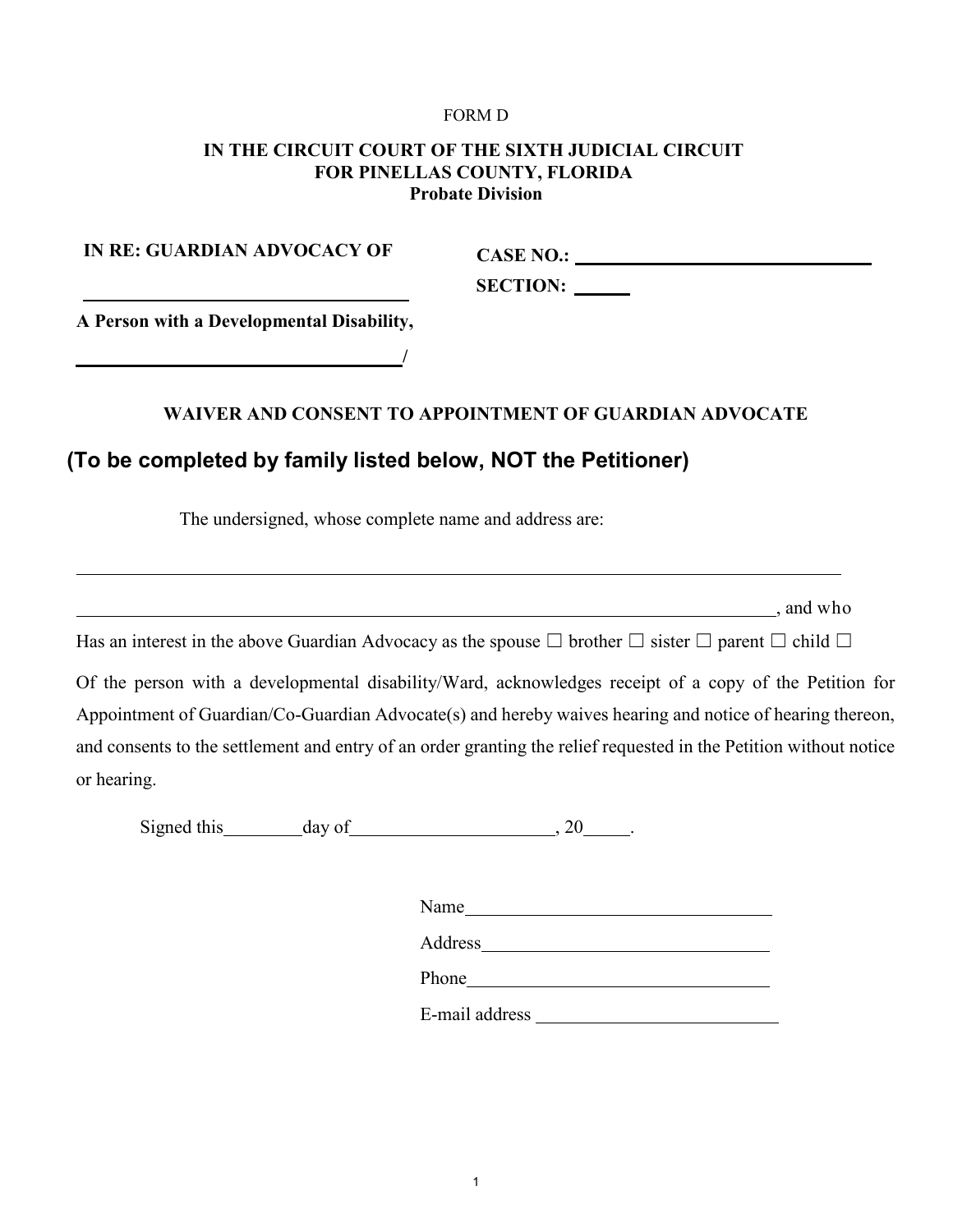FORM D

**IN THE CIRCUIT COURT OF THE SIXTH JUDICIAL CIRCUIT**
**FOR PINELLAS COUNTY, FLORIDA**
**Probate Division**

**IN RE: GUARDIAN ADVOCACY OF**

______________________________

**A Person with a Developmental Disability,**

______________________________/

**CASE NO.:** ______________________________

**SECTION:** ______

**WAIVER AND CONSENT TO APPOINTMENT OF GUARDIAN ADVOCATE**

**(To be completed by family listed below, NOT the Petitioner)**

The undersigned, whose complete name and address are:

______________________________________________________________________________

______________________________________________________________________________, and who

Has an interest in the above Guardian Advocacy as the spouse ☐ brother ☐ sister ☐ parent ☐ child ☐

Of the person with a developmental disability/Ward, acknowledges receipt of a copy of the Petition for Appointment of Guardian/Co-Guardian Advocate(s) and hereby waives hearing and notice of hearing thereon, and consents to the settlement and entry of an order granting the relief requested in the Petition without notice or hearing.

Signed this________day of_____________________, 20_____.

Name__________________________________

Address________________________________

Phone__________________________________

E-mail address __________________________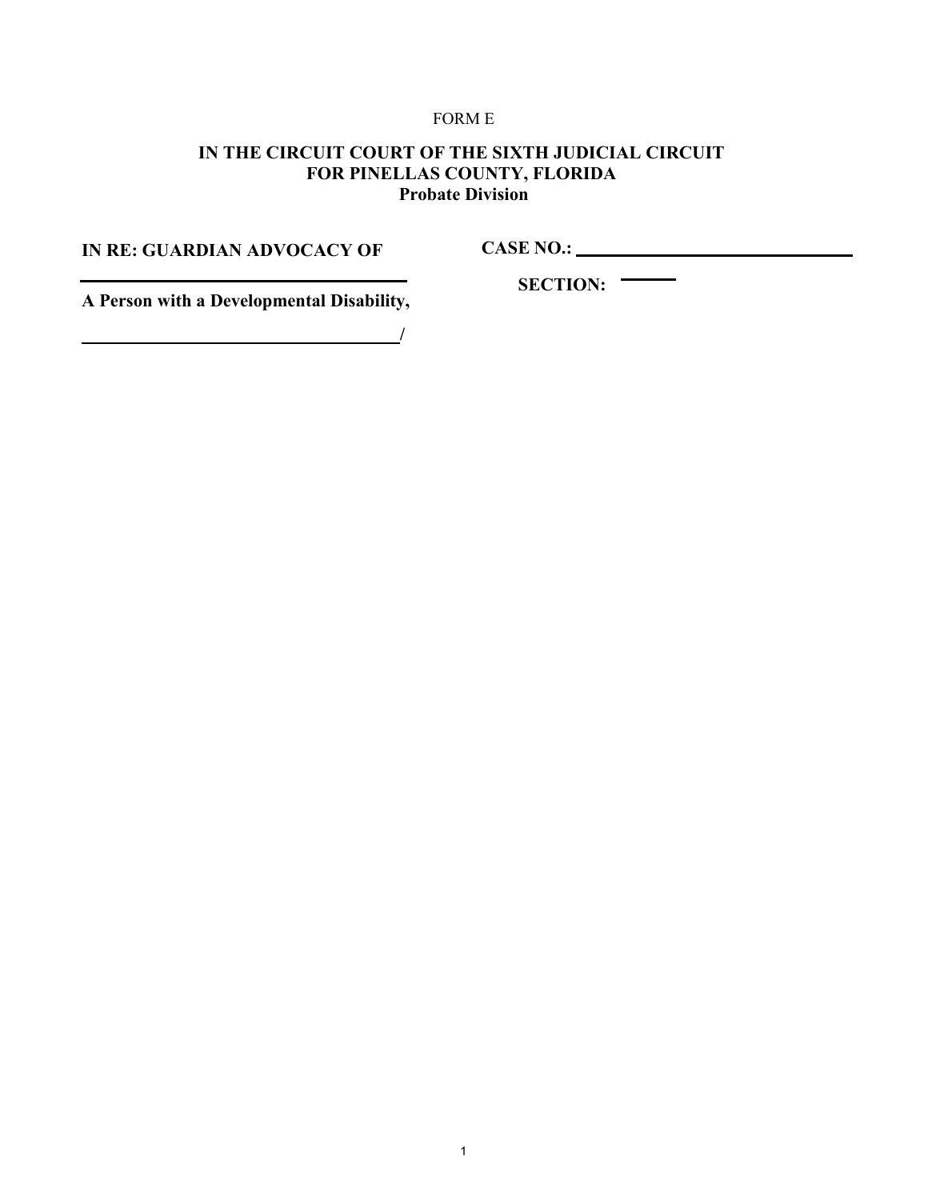FORM E

**IN THE CIRCUIT COURT OF THE SIXTH JUDICIAL CIRCUIT**
**FOR PINELLAS COUNTY, FLORIDA**
**Probate Division**

**IN RE: GUARDIAN ADVOCACY OF** **CASE NO.:** ______________________________

______________________________ **SECTION:** ______

**A Person with a Developmental Disability,**

______________________________/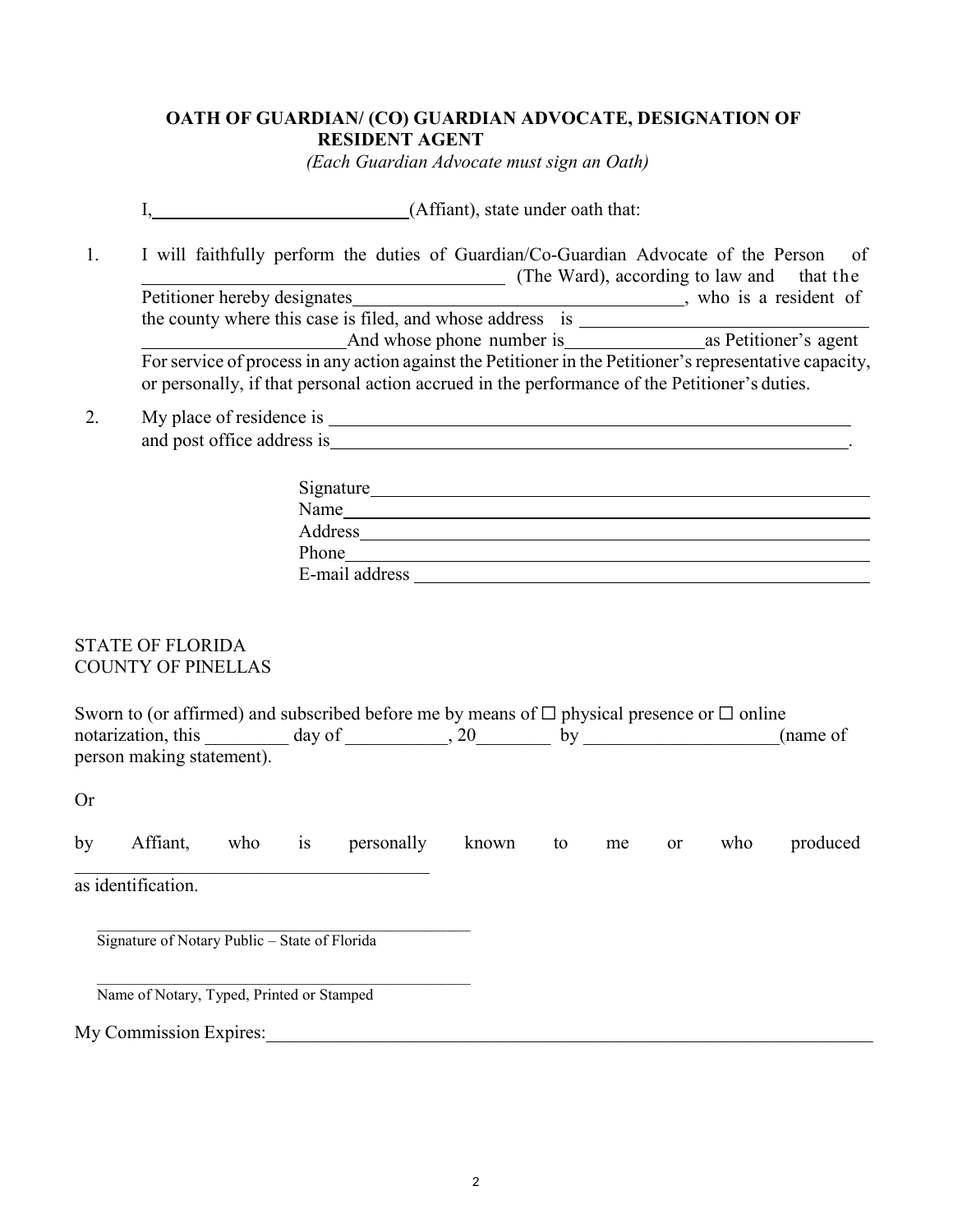**OATH OF GUARDIAN/ (CO) GUARDIAN ADVOCATE, DESIGNATION OF RESIDENT AGENT**

*(Each Guardian Advocate must sign an Oath)*

I,\_\_\_\_\_\_\_\_\_\_\_\_\_\_\_\_\_\_\_\_\_\_\_\_\_\_\_\_(Affiant), state under oath that:

1. I will faithfully perform the duties of Guardian/Co-Guardian Advocate of the Person of \_\_\_\_\_\_\_\_\_\_\_\_\_\_\_\_\_\_\_\_\_\_\_\_\_\_\_\_\_\_\_\_\_\_\_\_\_\_\_\_ (The Ward), according to law and that the Petitioner hereby designates\_\_\_\_\_\_\_\_\_\_\_\_\_\_\_\_\_\_\_\_\_\_\_\_\_\_\_\_\_\_\_\_\_\_\_\_, who is a resident of the county where this case is filed, and whose address is \_\_\_\_\_\_\_\_\_\_\_\_\_\_\_\_\_\_\_\_\_\_\_\_\_\_\_\_\_\_\_\_\_\_\_\_\_\_\_\_\_\_\_\_\_\_\_\_\_\_\_ And whose phone number is\_\_\_\_\_\_\_\_\_\_\_\_\_\_\_\_as Petitioner's agent For service of process in any action against the Petitioner in the Petitioner's representative capacity, or personally, if that personal action accrued in the performance of the Petitioner's duties.

2. My place of residence is \_\_\_\_\_\_\_\_\_\_\_\_\_\_\_\_\_\_\_\_\_\_\_\_\_\_\_\_\_\_\_\_\_\_\_\_\_\_\_\_\_\_\_\_\_\_\_\_\_\_\_\_\_\_\_\_\_\_ and post office address is\_\_\_\_\_\_\_\_\_\_\_\_\_\_\_\_\_\_\_\_\_\_\_\_\_\_\_\_\_\_\_\_\_\_\_\_\_\_\_\_\_\_\_\_\_\_\_\_\_\_\_\_\_\_\_\_\_\_.

Signature\_\_\_\_\_\_\_\_\_\_\_\_\_\_\_\_\_\_\_\_\_\_\_\_\_\_\_\_\_\_\_\_\_\_\_\_\_\_\_\_\_\_\_\_\_\_\_\_\_\_\_

Name\_\_\_\_\_\_\_\_\_\_\_\_\_\_\_\_\_\_\_\_\_\_\_\_\_\_\_\_\_\_\_\_\_\_\_\_\_\_\_\_\_\_\_\_\_\_\_\_\_\_\_\_\_\_\_

Address\_\_\_\_\_\_\_\_\_\_\_\_\_\_\_\_\_\_\_\_\_\_\_\_\_\_\_\_\_\_\_\_\_\_\_\_\_\_\_\_\_\_\_\_\_\_\_\_\_\_\_\_

Phone\_\_\_\_\_\_\_\_\_\_\_\_\_\_\_\_\_\_\_\_\_\_\_\_\_\_\_\_\_\_\_\_\_\_\_\_\_\_\_\_\_\_\_\_\_\_\_\_\_\_\_\_\_\_\_

E-mail address \_\_\_\_\_\_\_\_\_\_\_\_\_\_\_\_\_\_\_\_\_\_\_\_\_\_\_\_\_\_\_\_\_\_\_\_\_\_\_\_\_\_\_\_\_\_

STATE OF FLORIDA
COUNTY OF PINELLAS

Sworn to (or affirmed) and subscribed before me by means of ☐ physical presence or ☐ online notarization, this \_\_\_\_\_\_\_\_\_ day of \_\_\_\_\_\_\_\_\_\_\_, 20\_\_\_\_\_\_\_\_ by \_\_\_\_\_\_\_\_\_\_\_\_\_\_\_\_\_\_\_\_\_(name of person making statement).

Or

by Affiant, who is personally known to me or who produced \_\_\_\_\_\_\_\_\_\_\_\_\_\_\_\_\_\_\_\_\_\_\_\_\_\_\_\_\_\_\_\_\_\_\_\_\_\_\_\_ as identification.

\_\_\_\_\_\_\_\_\_\_\_\_\_\_\_\_\_\_\_\_\_\_\_\_\_\_\_\_\_\_\_\_\_\_\_\_\_\_\_\_\_\_\_\_\_
Signature of Notary Public – State of Florida

\_\_\_\_\_\_\_\_\_\_\_\_\_\_\_\_\_\_\_\_\_\_\_\_\_\_\_\_\_\_\_\_\_\_\_\_\_\_\_\_\_\_\_\_\_
Name of Notary, Typed, Printed or Stamped

My Commission Expires:\_\_\_\_\_\_\_\_\_\_\_\_\_\_\_\_\_\_\_\_\_\_\_\_\_\_\_\_\_\_\_\_\_\_\_\_\_\_\_\_\_\_\_\_\_\_\_\_\_\_\_\_\_\_\_\_\_\_\_\_\_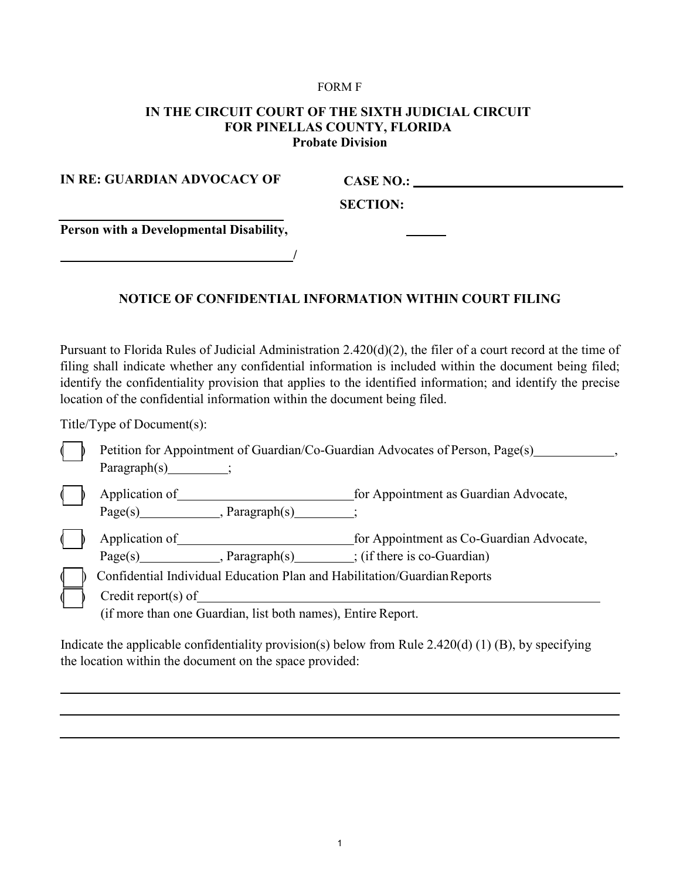FORM F

**IN THE CIRCUIT COURT OF THE SIXTH JUDICIAL CIRCUIT**
**FOR PINELLAS COUNTY, FLORIDA**
**Probate Division**

**IN RE: GUARDIAN ADVOCACY OF** **CASE NO.:** ______________________________

**SECTION:** ______

______________________________
**Person with a Developmental Disability,**

______________________________/

**NOTICE OF CONFIDENTIAL INFORMATION WITHIN COURT FILING**

Pursuant to Florida Rules of Judicial Administration 2.420(d)(2), the filer of a court record at the time of filing shall indicate whether any confidential information is included within the document being filed; identify the confidentiality provision that applies to the identified information; and identify the precise location of the confidential information within the document being filed.

Title/Type of Document(s):

( ) Petition for Appointment of Guardian/Co-Guardian Advocates of Person, Page(s)____________, Paragraph(s)_________;

( ) Application of___________________________for Appointment as Guardian Advocate, Page(s)____________, Paragraph(s)_________;

( ) Application of___________________________for Appointment as Co-Guardian Advocate, Page(s)____________, Paragraph(s)_________; (if there is co-Guardian)

( ) Confidential Individual Education Plan and Habilitation/Guardian Reports

( ) Credit report(s) of_______________________________________________________________
(if more than one Guardian, list both names), Entire Report.

Indicate the applicable confidentiality provision(s) below from Rule 2.420(d) (1) (B), by specifying the location within the document on the space provided:

______________________________________________________________________________

______________________________________________________________________________

______________________________________________________________________________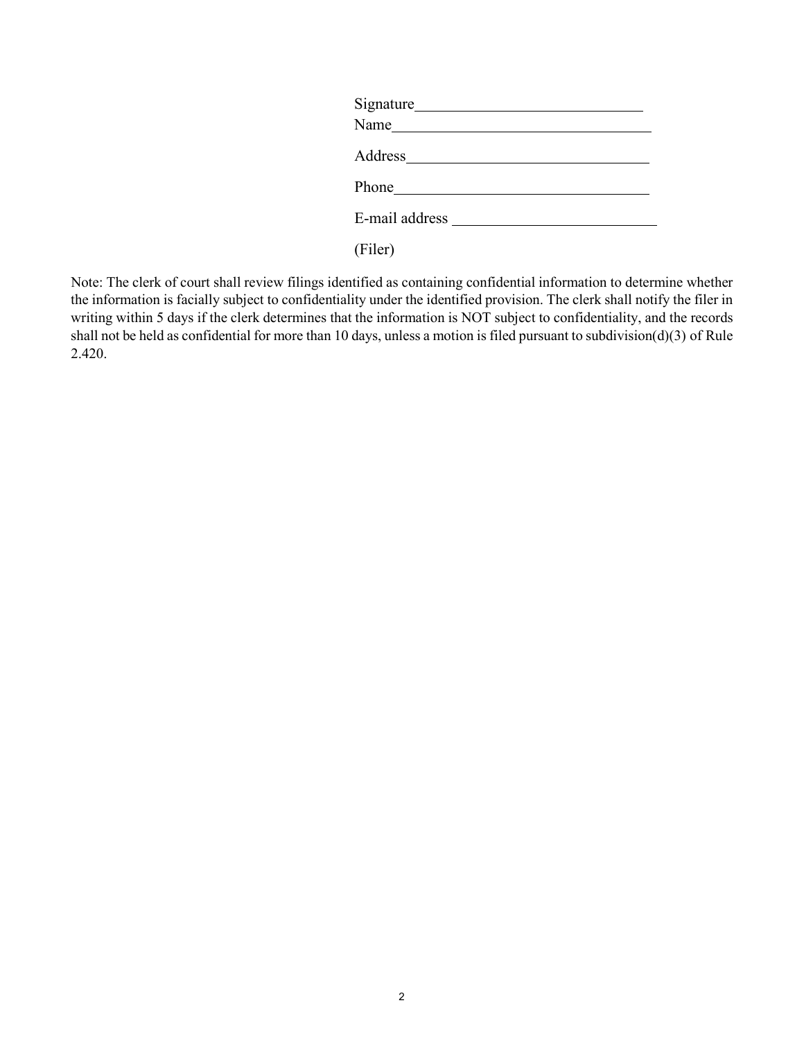Signature______________________________

Name__________________________________

Address________________________________

Phone_________________________________

E-mail address __________________________

(Filer)

Note: The clerk of court shall review filings identified as containing confidential information to determine whether the information is facially subject to confidentiality under the identified provision. The clerk shall notify the filer in writing within 5 days if the clerk determines that the information is NOT subject to confidentiality, and the records shall not be held as confidential for more than 10 days, unless a motion is filed pursuant to subdivision(d)(3) of Rule 2.420.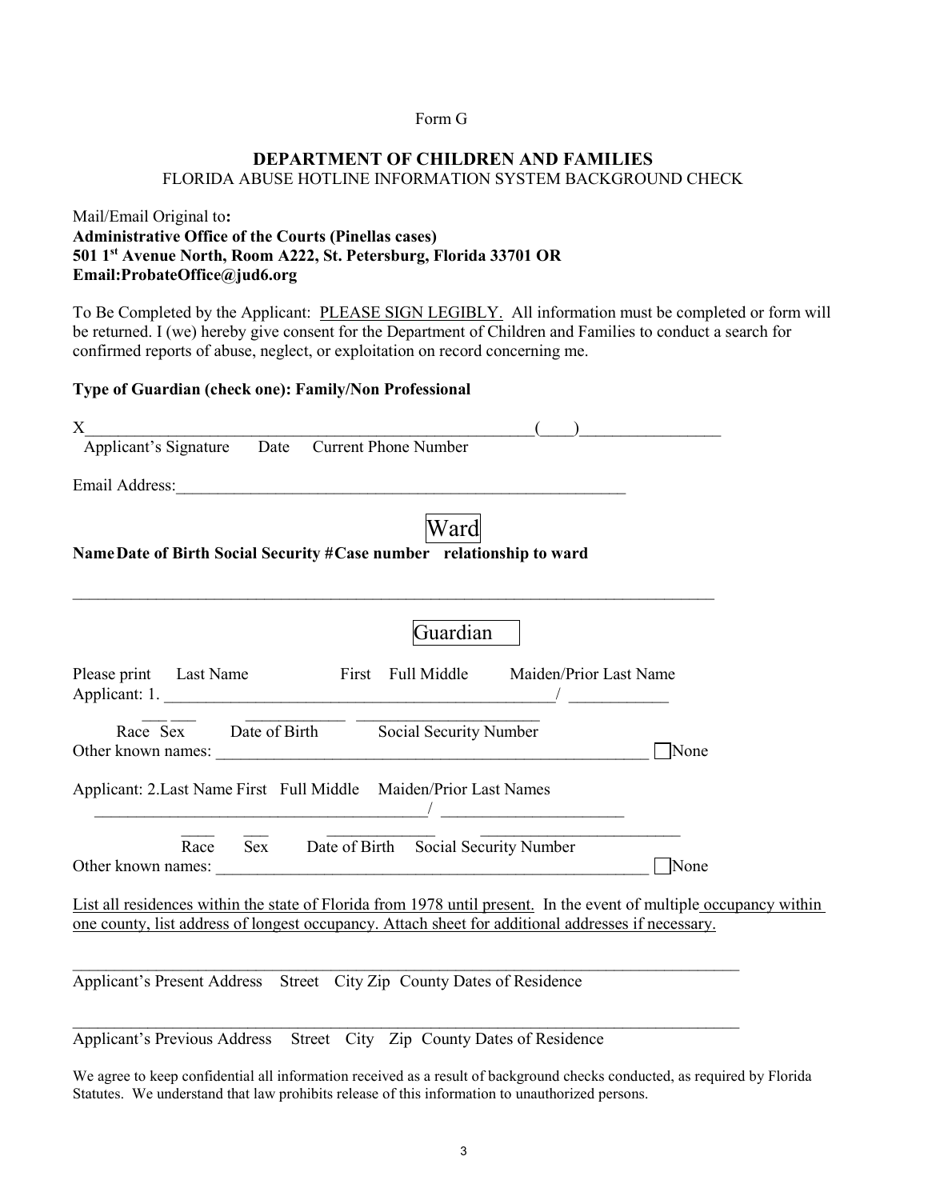Form G

## DEPARTMENT OF CHILDREN AND FAMILIES

FLORIDA ABUSE HOTLINE INFORMATION SYSTEM BACKGROUND CHECK

Mail/Email Original to**:**
**Administrative Office of the Courts (Pinellas cases)**
**501 1st Avenue North, Room A222, St. Petersburg, Florida 33701 OR**
**Email:ProbateOffice@jud6.org**

To Be Completed by the Applicant: PLEASE SIGN LEGIBLY. All information must be completed or form will be returned. I (we) hereby give consent for the Department of Children and Families to conduct a search for confirmed reports of abuse, neglect, or exploitation on record concerning me.

**Type of Guardian (check one): Family/Non Professional**

X_______________________________________________________(____)_________________
Applicant's Signature Date Current Phone Number

Email Address:_______________________________________________________

### Ward

**Name Date of Birth Social Security # Case number relationship to ward**

_______________________________________________________________________________

### Guardian

Please print Last Name First Full Middle Maiden/Prior Last Name
Applicant: 1. _____________________________________________/ ___________

___ ___ ____________ ______________________
Race Sex Date of Birth Social Security Number
Other known names: ____________________________________________________ ☐ None

Applicant: 2. Last Name First Full Middle Maiden/Prior Last Names
________________________________________/ ______________________

____ ___ ____________ ________________________
Race Sex Date of Birth Social Security Number
Other known names: ____________________________________________________ ☐ None

List all residences within the state of Florida from 1978 until present. In the event of multiple occupancy within one county, list address of longest occupancy. Attach sheet for additional addresses if necessary.

_______________________________________________________________________________
Applicant's Present Address Street City Zip County Dates of Residence

_______________________________________________________________________________
Applicant's Previous Address Street City Zip County Dates of Residence

We agree to keep confidential all information received as a result of background checks conducted, as required by Florida Statutes. We understand that law prohibits release of this information to unauthorized persons.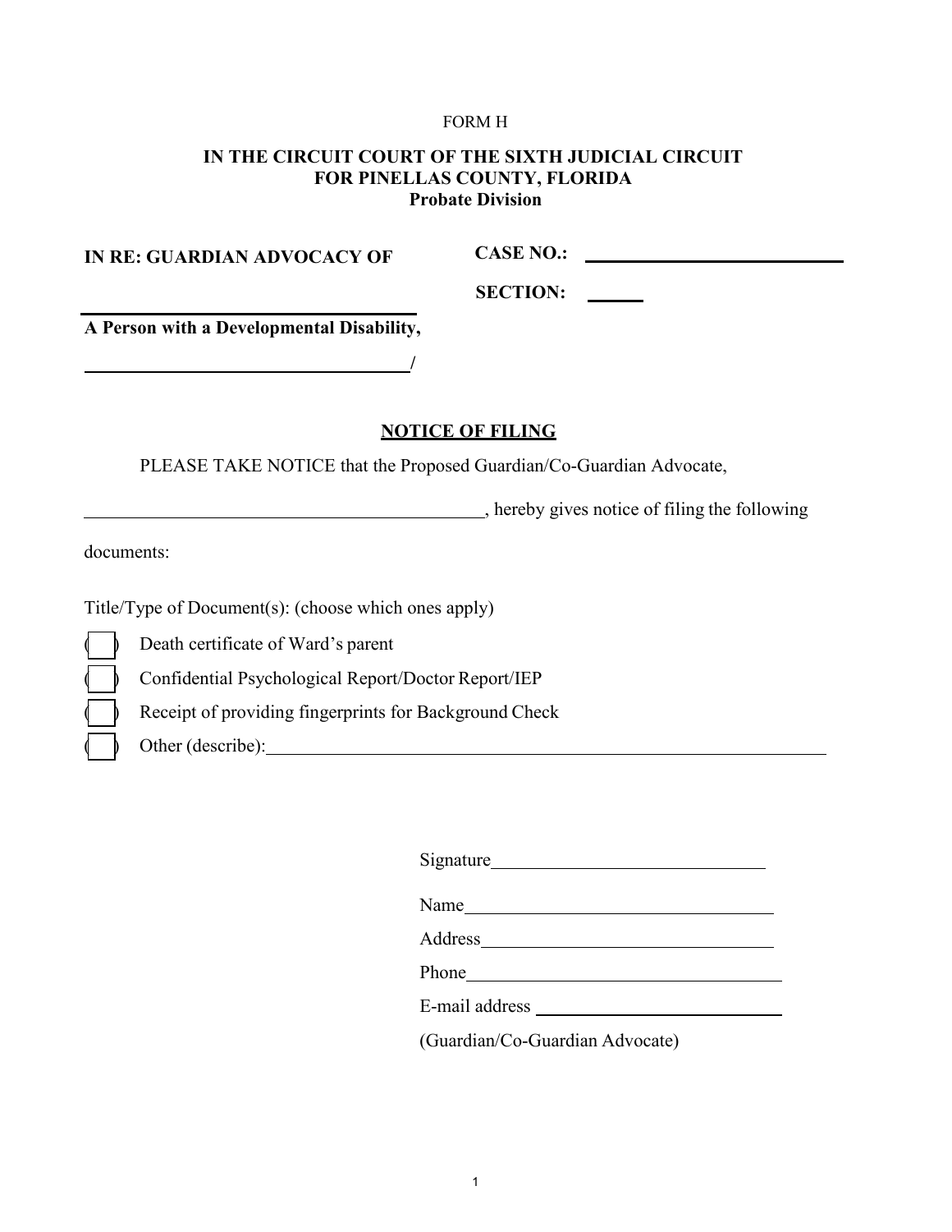FORM H

**IN THE CIRCUIT COURT OF THE SIXTH JUDICIAL CIRCUIT**
**FOR PINELLAS COUNTY, FLORIDA**
**Probate Division**

**IN RE: GUARDIAN ADVOCACY OF** **CASE NO.:** ______________________

**SECTION:** ______

______________________________

**A Person with a Developmental Disability,**

______________________________/

## NOTICE OF FILING

PLEASE TAKE NOTICE that the Proposed Guardian/Co-Guardian Advocate,

______________________________, hereby gives notice of filing the following documents:

Title/Type of Document(s): (choose which ones apply)

( ) Death certificate of Ward's parent

( ) Confidential Psychological Report/Doctor Report/IEP

( ) Receipt of providing fingerprints for Background Check

( ) Other (describe):______________________________

Signature______________________________

Name______________________________

Address______________________________

Phone______________________________

E-mail address ______________________________

(Guardian/Co-Guardian Advocate)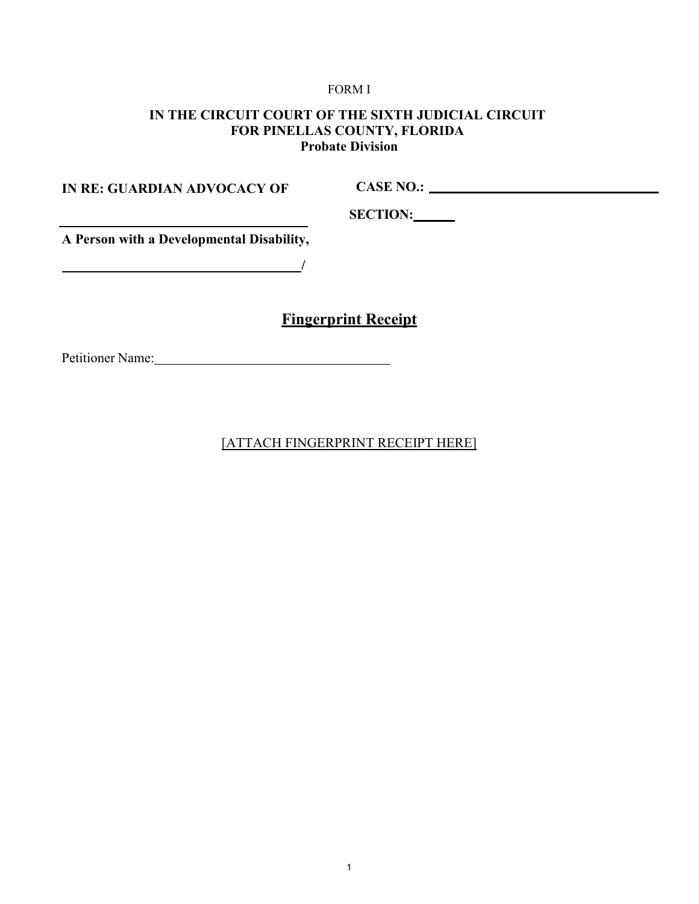FORM I

**IN THE CIRCUIT COURT OF THE SIXTH JUDICIAL CIRCUIT**
**FOR PINELLAS COUNTY, FLORIDA**
**Probate Division**

**IN RE: GUARDIAN ADVOCACY OF** **CASE NO.:** ______________________________

______________________________ **SECTION:** ______

**A Person with a Developmental Disability,**

______________________________/

## Fingerprint Receipt

Petitioner Name: ______________________________

[ATTACH FINGERPRINT RECEIPT HERE]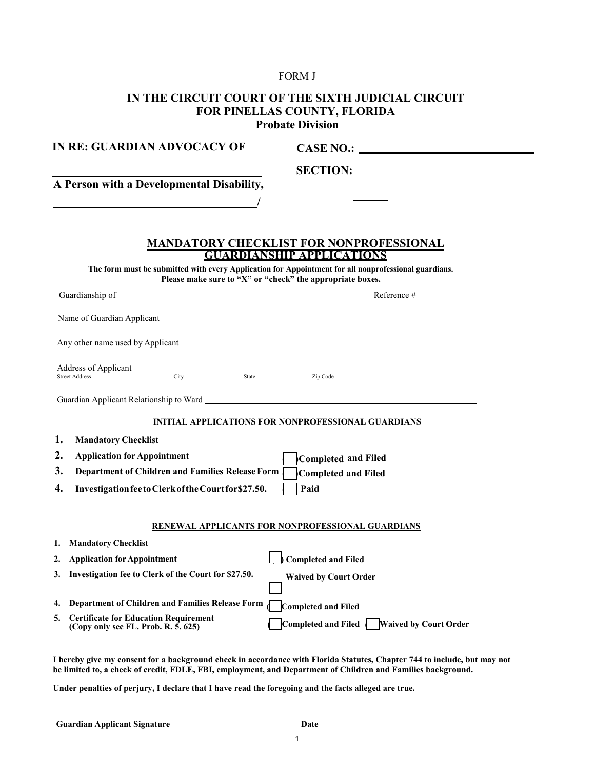FORM J

# IN THE CIRCUIT COURT OF THE SIXTH JUDICIAL CIRCUIT FOR PINELLAS COUNTY, FLORIDA
## Probate Division

**IN RE: GUARDIAN ADVOCACY OF** **CASE NO.:** ______________________________

______________________________ **SECTION:**

**A Person with a Developmental Disability,**

______________________________/ ______

## MANDATORY CHECKLIST FOR NONPROFESSIONAL GUARDIANSHIP APPLICATIONS

**The form must be submitted with every Application for Appointment for all nonprofessional guardians. Please make sure to "X" or "check" the appropriate boxes.**

Guardianship of ______________________________ Reference # ______________

Name of Guardian Applicant ______________________________

Any other name used by Applicant ______________________________

Address of Applicant ______________________________
Street Address City State Zip Code

Guardian Applicant Relationship to Ward ______________________________

### INITIAL APPLICATIONS FOR NONPROFESSIONAL GUARDIANS

1. **Mandatory Checklist**
2. **Application for Appointment** ☐ **Completed and Filed**
3. **Department of Children and Families Release Form** ☐ **Completed and Filed**
4. **Investigation fee to Clerk of the Court for $27.50.** ☐ **Paid**

### RENEWAL APPLICANTS FOR NONPROFESSIONAL GUARDIANS

1. **Mandatory Checklist**
2. **Application for Appointment** ☐ **Completed and Filed**
3. **Investigation fee to Clerk of the Court for $27.50.** ☐ **Waived by Court Order**
4. **Department of Children and Families Release Form** ☐ **Completed and Filed**
5. **Certificate for Education Requirement (Copy only see FL. Prob. R. 5. 625)** ☐ **Completed and Filed** ☐ **Waived by Court Order**

**I hereby give my consent for a background check in accordance with Florida Statutes, Chapter 744 to include, but may not be limited to, a check of credit, FDLE, FBI, employment, and Department of Children and Families background.**

**Under penalties of perjury, I declare that I have read the foregoing and the facts alleged are true.**

______________________________ ______________

**Guardian Applicant Signature** **Date**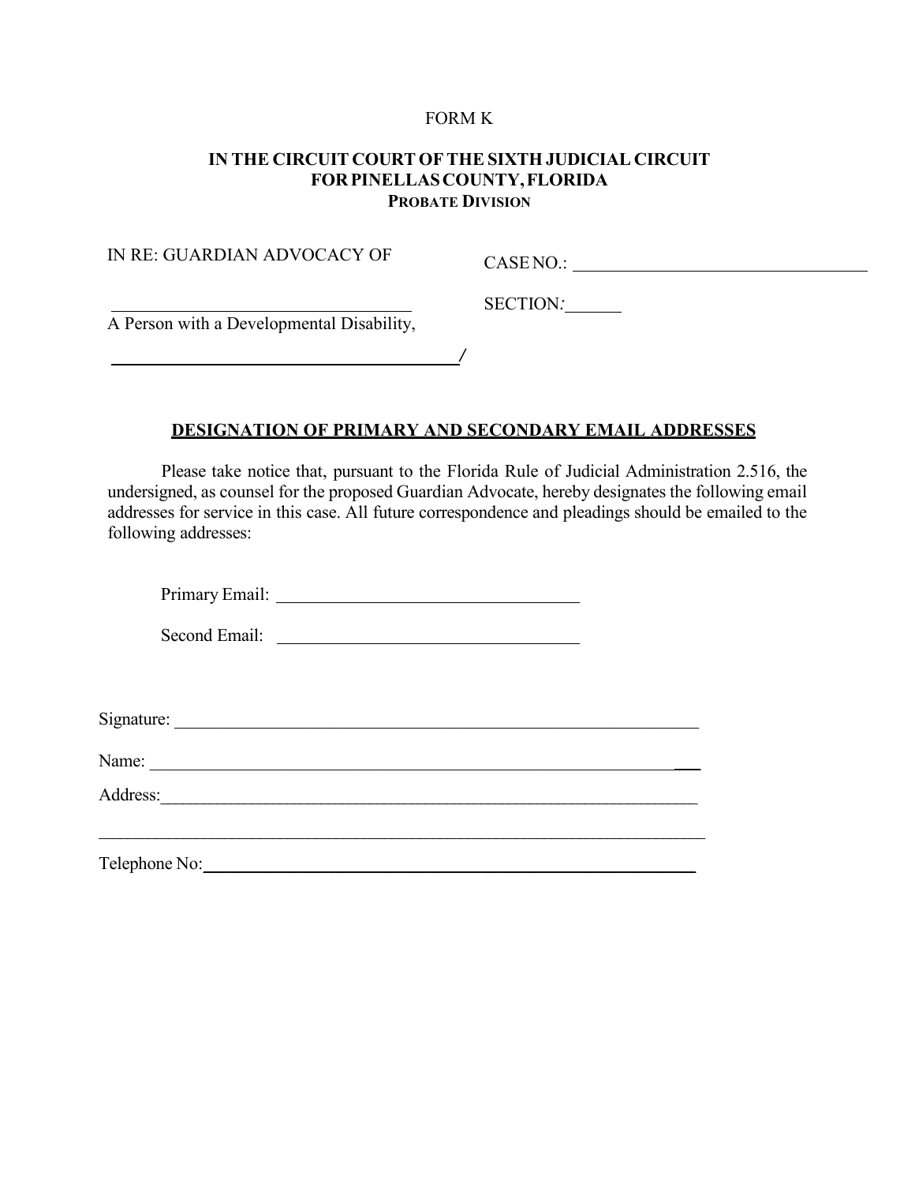FORM K

**IN THE CIRCUIT COURT OF THE SIXTH JUDICIAL CIRCUIT**
**FOR PINELLAS COUNTY, FLORIDA**
**PROBATE DIVISION**

IN RE: GUARDIAN ADVOCACY OF

CASE NO.: ______________________________

______________________________

SECTION: ______

A Person with a Developmental Disability,

______________________________/

**DESIGNATION OF PRIMARY AND SECONDARY EMAIL ADDRESSES**

Please take notice that, pursuant to the Florida Rule of Judicial Administration 2.516, the undersigned, as counsel for the proposed Guardian Advocate, hereby designates the following email addresses for service in this case. All future correspondence and pleadings should be emailed to the following addresses:

Primary Email: ______________________________

Second Email: ______________________________

Signature: ______________________________

Name: ______________________________

Address: ______________________________

______________________________

Telephone No: ______________________________